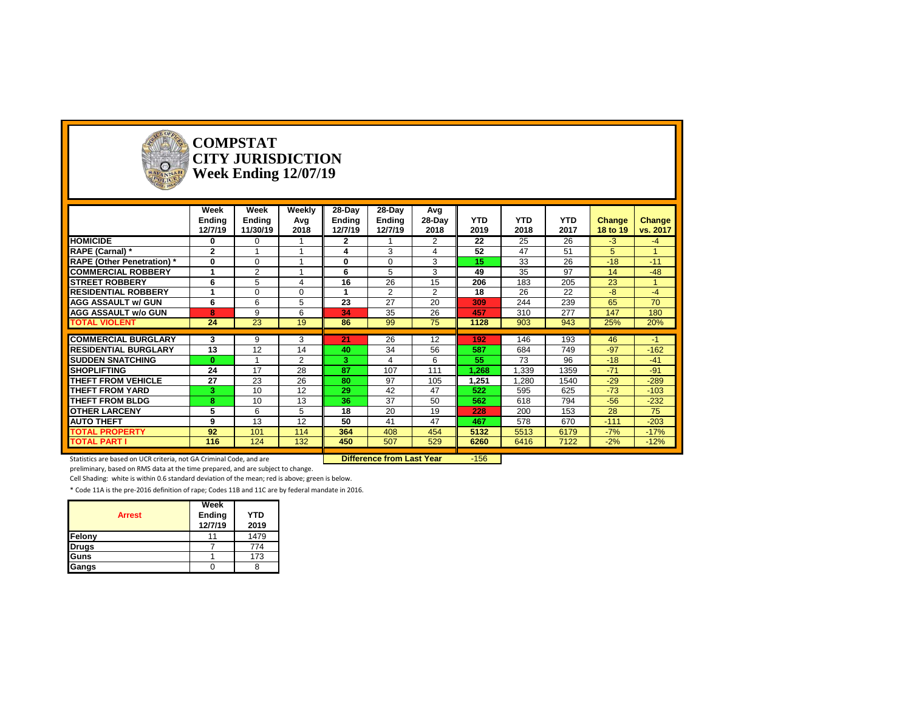# COMPSTAT
# CITY JURISDICTION
# Week Ending 12/07/19

| | Week Ending 12/7/19 | Week Ending 11/30/19 | Weekly Avg 2018 | 28-Day Ending 12/7/19 | 28-Day Ending 12/7/19 | Avg 28-Day 2018 | YTD 2019 | YTD 2018 | YTD 2017 | Change 18 to 19 | Change vs. 2017 |
|---|---|---|---|---|---|---|---|---|---|---|---|
| **HOMICIDE** | **0** | 0 | 1 | **2** | 1 | 2 | **22** | 25 | 26 | -3 | -4 |
| **RAPE (Carnal) *** | **2** | 1 | 1 | **4** | 3 | 4 | **52** | 47 | 51 | 5 | 1 |
| **RAPE (Other Penetration) *** | **0** | 0 | 1 | **0** | 0 | 3 | **15** | 33 | 26 | -18 | -11 |
| **COMMERCIAL ROBBERY** | **1** | 2 | 1 | **6** | 5 | 3 | **49** | 35 | 97 | 14 | -48 |
| **STREET ROBBERY** | **6** | 5 | 4 | **16** | 26 | 15 | **206** | 183 | 205 | 23 | 1 |
| **RESIDENTIAL ROBBERY** | **1** | 0 | 0 | **1** | 2 | 2 | **18** | 26 | 22 | -8 | -4 |
| **AGG ASSAULT w/ GUN** | **6** | 6 | 5 | **23** | 27 | 20 | **309** | 244 | 239 | 65 | 70 |
| **AGG ASSAULT w/o GUN** | **8** | 9 | 6 | **34** | 35 | 26 | **457** | 310 | 277 | 147 | 180 |
| **TOTAL VIOLENT** | **24** | 23 | 19 | **86** | 99 | 75 | **1128** | 903 | 943 | 25% | 20% |
| **COMMERCIAL BURGLARY** | **3** | 9 | 3 | **21** | 26 | 12 | **192** | 146 | 193 | 46 | -1 |
| **RESIDENTIAL BURGLARY** | **13** | 12 | 14 | **40** | 34 | 56 | **587** | 684 | 749 | -97 | -162 |
| **SUDDEN SNATCHING** | **0** | 1 | 2 | **3** | 4 | 6 | **55** | 73 | 96 | -18 | -41 |
| **SHOPLIFTING** | **24** | 17 | 28 | **87** | 107 | 111 | **1,268** | 1,339 | 1359 | -71 | -91 |
| **THEFT FROM VEHICLE** | **27** | 23 | 26 | **80** | 97 | 105 | **1,251** | 1,280 | 1540 | -29 | -289 |
| **THEFT FROM YARD** | **3** | 10 | 12 | **29** | 42 | 47 | **522** | 595 | 625 | -73 | -103 |
| **THEFT FROM BLDG** | **8** | 10 | 13 | **36** | 37 | 50 | **562** | 618 | 794 | -56 | -232 |
| **OTHER LARCENY** | **5** | 6 | 5 | **18** | 20 | 19 | **228** | 200 | 153 | 28 | 75 |
| **AUTO THEFT** | **9** | 13 | 12 | **50** | 41 | 47 | **467** | 578 | 670 | -111 | -203 |
| **TOTAL PROPERTY** | **92** | 101 | 114 | **364** | 408 | 454 | **5132** | 5513 | 6179 | -7% | -17% |
| **TOTAL PART I** | **116** | 124 | 132 | **450** | 507 | 529 | **6260** | 6416 | 7122 | -2% | -12% |

**Difference from Last Year** -156

Statistics are based on UCR criteria, not GA Criminal Code, and are preliminary, based on RMS data at the time prepared, and are subject to change.

Cell Shading: white is within 0.6 standard deviation of the mean; red is above; green is below.

* Code 11A is the pre-2016 definition of rape; Codes 11B and 11C are by federal mandate in 2016.

| Arrest | Week Ending 12/7/19 | YTD 2019 |
|---|---|---|
| **Felony** | 11 | 1479 |
| **Drugs** | 7 | 774 |
| **Guns** | 1 | 173 |
| **Gangs** | 0 | 8 |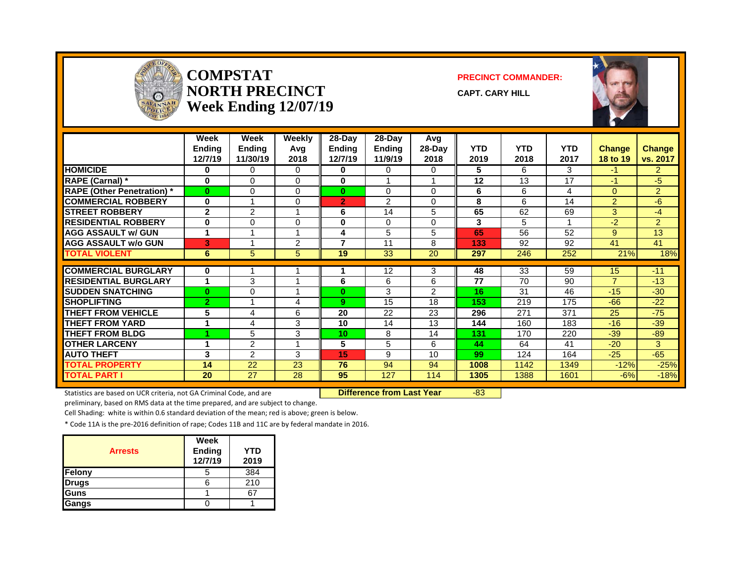# COMPSTAT NORTH PRECINCT Week Ending 12/07/19

**PRECINCT COMMANDER:**

**CAPT. CARY HILL**

| | Week Ending 12/7/19 | Week Ending 11/30/19 | Weekly Avg 2018 | 28-Day Ending 12/7/19 | 28-Day Ending 11/9/19 | Avg 28-Day 2018 | YTD 2019 | YTD 2018 | YTD 2017 | Change 18 to 19 | Change vs. 2017 |
|---|---|---|---|---|---|---|---|---|---|---|---|
| HOMICIDE | 0 | 0 | 0 | 0 | 0 | 0 | 5 | 6 | 3 | -1 | 2 |
| RAPE (Carnal) * | 0 | 0 | 0 | 0 | 1 | 1 | 12 | 13 | 17 | -1 | -5 |
| RAPE (Other Penetration) * | 0 | 0 | 0 | 0 | 0 | 0 | 6 | 6 | 4 | 0 | 2 |
| COMMERCIAL ROBBERY | 0 | 1 | 0 | 2 | 2 | 0 | 8 | 6 | 14 | 2 | -6 |
| STREET ROBBERY | 2 | 2 | 1 | 6 | 14 | 5 | 65 | 62 | 69 | 3 | -4 |
| RESIDENTIAL ROBBERY | 0 | 0 | 0 | 0 | 0 | 0 | 3 | 5 | 1 | -2 | 2 |
| AGG ASSAULT w/ GUN | 1 | 1 | 1 | 4 | 5 | 5 | 65 | 56 | 52 | 9 | 13 |
| AGG ASSAULT w/o GUN | 3 | 1 | 2 | 7 | 11 | 8 | 133 | 92 | 92 | 41 | 41 |
| TOTAL VIOLENT | 6 | 5 | 5 | 19 | 33 | 20 | 297 | 246 | 252 | 21% | 18% |
| COMMERCIAL BURGLARY | 0 | 1 | 1 | 1 | 12 | 3 | 48 | 33 | 59 | 15 | -11 |
| RESIDENTIAL BURGLARY | 1 | 3 | 1 | 6 | 6 | 6 | 77 | 70 | 90 | 7 | -13 |
| SUDDEN SNATCHING | 0 | 0 | 1 | 0 | 3 | 2 | 16 | 31 | 46 | -15 | -30 |
| SHOPLIFTING | 2 | 1 | 4 | 9 | 15 | 18 | 153 | 219 | 175 | -66 | -22 |
| THEFT FROM VEHICLE | 5 | 4 | 6 | 20 | 22 | 23 | 296 | 271 | 371 | 25 | -75 |
| THEFT FROM YARD | 1 | 4 | 3 | 10 | 14 | 13 | 144 | 160 | 183 | -16 | -39 |
| THEFT FROM BLDG | 1 | 5 | 3 | 10 | 8 | 14 | 131 | 170 | 220 | -39 | -89 |
| OTHER LARCENY | 1 | 2 | 1 | 5 | 5 | 6 | 44 | 64 | 41 | -20 | 3 |
| AUTO THEFT | 3 | 2 | 3 | 15 | 9 | 10 | 99 | 124 | 164 | -25 | -65 |
| TOTAL PROPERTY | 14 | 22 | 23 | 76 | 94 | 94 | 1008 | 1142 | 1349 | -12% | -25% |
| TOTAL PART I | 20 | 27 | 28 | 95 | 127 | 114 | 1305 | 1388 | 1601 | -6% | -18% |

Statistics are based on UCR criteria, not GA Criminal Code, and are preliminary, based on RMS data at the time prepared, and are subject to change.

**Difference from Last Year** -83

Cell Shading: white is within 0.6 standard deviation of the mean; red is above; green is below.

* Code 11A is the pre-2016 definition of rape; Codes 11B and 11C are by federal mandate in 2016.

| Arrests | Week Ending 12/7/19 | YTD 2019 |
|---|---|---|
| Felony | 5 | 384 |
| Drugs | 6 | 210 |
| Guns | 1 | 67 |
| Gangs | 0 | 1 |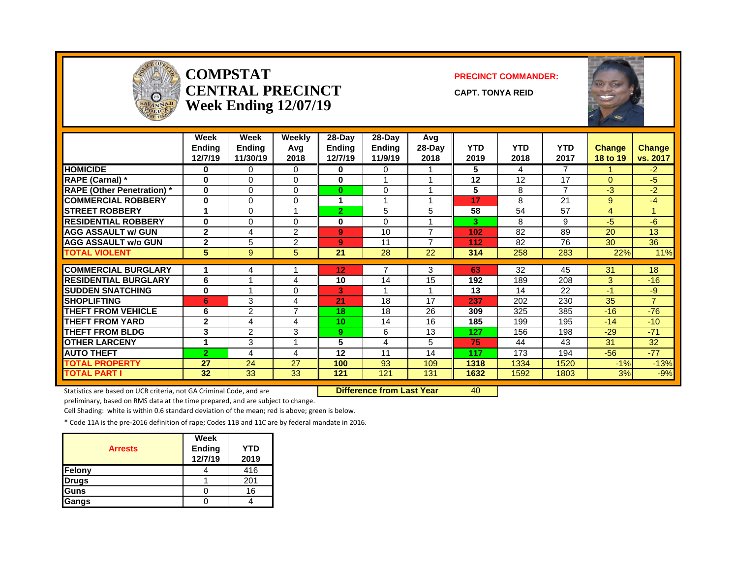# COMPSTAT CENTRAL PRECINCT Week Ending 12/07/19

**PRECINCT COMMANDER:**

**CAPT. TONYA REID**

| | Week Ending 12/7/19 | Week Ending 11/30/19 | Weekly Avg 2018 | 28-Day Ending 12/7/19 | 28-Day Ending 11/9/19 | Avg 28-Day 2018 | YTD 2019 | YTD 2018 | YTD 2017 | Change 18 to 19 | Change vs. 2017 |
|---|---|---|---|---|---|---|---|---|---|---|---|
| HOMICIDE | 0 | 0 | 0 | 0 | 0 | 1 | 5 | 4 | 7 | 1 | -2 |
| RAPE (Carnal) * | 0 | 0 | 0 | 0 | 1 | 1 | 12 | 12 | 17 | 0 | -5 |
| RAPE (Other Penetration) * | 0 | 0 | 0 | 0 | 0 | 1 | 5 | 8 | 7 | -3 | -2 |
| COMMERCIAL ROBBERY | 0 | 0 | 0 | 1 | 1 | 1 | 17 | 8 | 21 | 9 | -4 |
| STREET ROBBERY | 1 | 0 | 1 | 2 | 5 | 5 | 58 | 54 | 57 | 4 | 1 |
| RESIDENTIAL ROBBERY | 0 | 0 | 0 | 0 | 0 | 1 | 3 | 8 | 9 | -5 | -6 |
| AGG ASSAULT w/ GUN | 2 | 4 | 2 | 9 | 10 | 7 | 102 | 82 | 89 | 20 | 13 |
| AGG ASSAULT w/o GUN | 2 | 5 | 2 | 9 | 11 | 7 | 112 | 82 | 76 | 30 | 36 |
| TOTAL VIOLENT | 5 | 9 | 5 | 21 | 28 | 22 | 314 | 258 | 283 | 22% | 11% |
| COMMERCIAL BURGLARY | 1 | 4 | 1 | 12 | 7 | 3 | 63 | 32 | 45 | 31 | 18 |
| RESIDENTIAL BURGLARY | 6 | 1 | 4 | 10 | 14 | 15 | 192 | 189 | 208 | 3 | -16 |
| SUDDEN SNATCHING | 0 | 1 | 0 | 3 | 1 | 1 | 13 | 14 | 22 | -1 | -9 |
| SHOPLIFTING | 6 | 3 | 4 | 21 | 18 | 17 | 237 | 202 | 230 | 35 | 7 |
| THEFT FROM VEHICLE | 6 | 2 | 7 | 18 | 18 | 26 | 309 | 325 | 385 | -16 | -76 |
| THEFT FROM YARD | 2 | 4 | 4 | 10 | 14 | 16 | 185 | 199 | 195 | -14 | -10 |
| THEFT FROM BLDG | 3 | 2 | 3 | 9 | 6 | 13 | 127 | 156 | 198 | -29 | -71 |
| OTHER LARCENY | 1 | 3 | 1 | 5 | 4 | 5 | 75 | 44 | 43 | 31 | 32 |
| AUTO THEFT | 2 | 4 | 4 | 12 | 11 | 14 | 117 | 173 | 194 | -56 | -77 |
| TOTAL PROPERTY | 27 | 24 | 27 | 100 | 93 | 109 | 1318 | 1334 | 1520 | -1% | -13% |
| TOTAL PART I | 32 | 33 | 33 | 121 | 121 | 131 | 1632 | 1592 | 1803 | 3% | -9% |

**Difference from Last Year** 40

Statistics are based on UCR criteria, not GA Criminal Code, and are preliminary, based on RMS data at the time prepared, and are subject to change.

Cell Shading: white is within 0.6 standard deviation of the mean; red is above; green is below.

* Code 11A is the pre-2016 definition of rape; Codes 11B and 11C are by federal mandate in 2016.

| Arrests | Week Ending 12/7/19 | YTD 2019 |
|---|---|---|
| Felony | 4 | 416 |
| Drugs | 1 | 201 |
| Guns | 0 | 16 |
| Gangs | 0 | 4 |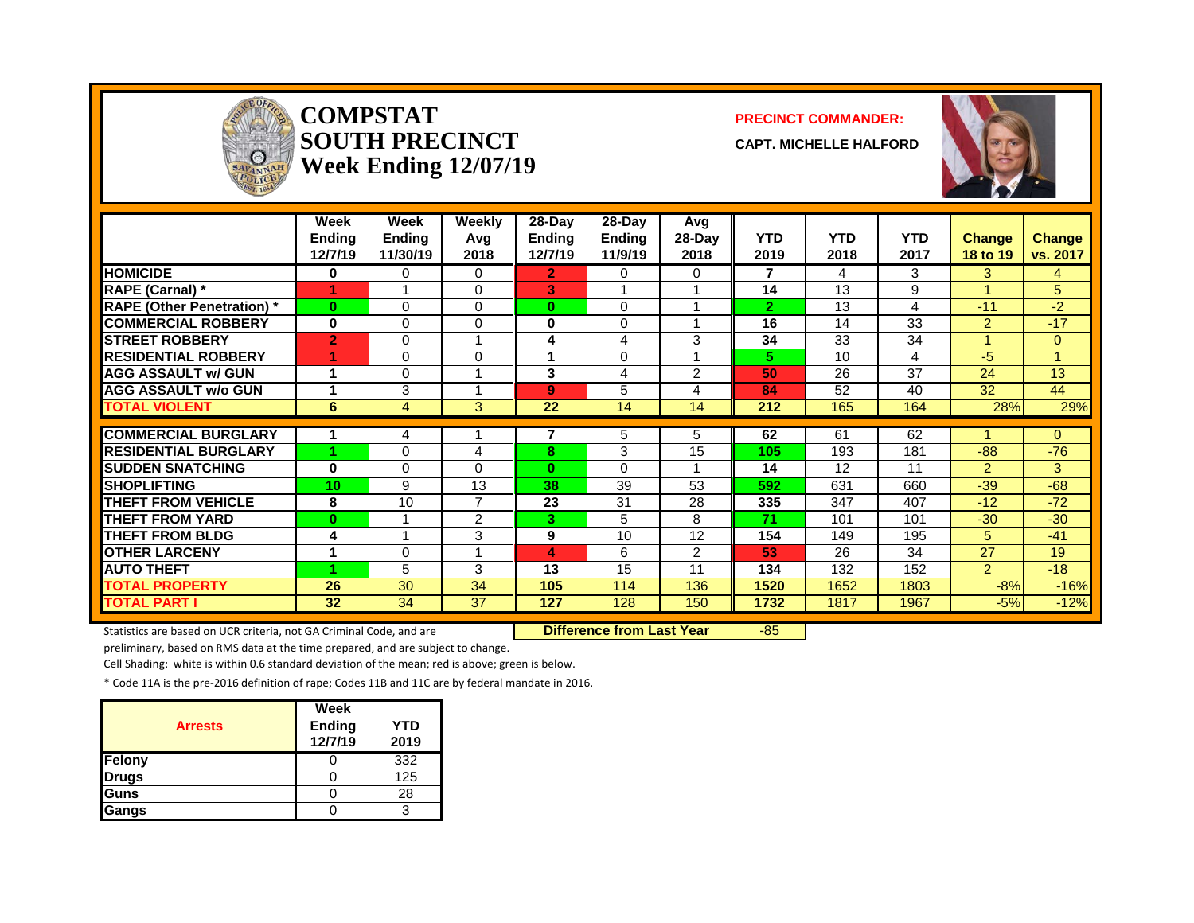# COMPSTAT SOUTH PRECINCT
## Week Ending 12/07/19

**PRECINCT COMMANDER:**

**CAPT. MICHELLE HALFORD**

| | Week Ending 12/7/19 | Week Ending 11/30/19 | Weekly Avg 2018 | 28-Day Ending 12/7/19 | 28-Day Ending 11/9/19 | Avg 28-Day 2018 | YTD 2019 | YTD 2018 | YTD 2017 | Change 18 to 19 | Change vs. 2017 |
|---|---|---|---|---|---|---|---|---|---|---|---|
| HOMICIDE | 0 | 0 | 0 | 2 | 0 | 0 | 7 | 4 | 3 | 3 | 4 |
| RAPE (Carnal) * | 1 | 1 | 0 | 3 | 1 | 1 | 14 | 13 | 9 | 1 | 5 |
| RAPE (Other Penetration) * | 0 | 0 | 0 | 0 | 0 | 1 | 2 | 13 | 4 | -11 | -2 |
| COMMERCIAL ROBBERY | 0 | 0 | 0 | 0 | 0 | 1 | 16 | 14 | 33 | 2 | -17 |
| STREET ROBBERY | 2 | 0 | 1 | 4 | 4 | 3 | 34 | 33 | 34 | 1 | 0 |
| RESIDENTIAL ROBBERY | 1 | 0 | 0 | 1 | 0 | 1 | 5 | 10 | 4 | -5 | 1 |
| AGG ASSAULT w/ GUN | 1 | 0 | 1 | 3 | 4 | 2 | 50 | 26 | 37 | 24 | 13 |
| AGG ASSAULT w/o GUN | 1 | 3 | 1 | 9 | 5 | 4 | 84 | 52 | 40 | 32 | 44 |
| TOTAL VIOLENT | 6 | 4 | 3 | 22 | 14 | 14 | 212 | 165 | 164 | 28% | 29% |
| COMMERCIAL BURGLARY | 1 | 4 | 1 | 7 | 5 | 5 | 62 | 61 | 62 | 1 | 0 |
| RESIDENTIAL BURGLARY | 1 | 0 | 4 | 8 | 3 | 15 | 105 | 193 | 181 | -88 | -76 |
| SUDDEN SNATCHING | 0 | 0 | 0 | 0 | 0 | 1 | 14 | 12 | 11 | 2 | 3 |
| SHOPLIFTING | 10 | 9 | 13 | 38 | 39 | 53 | 592 | 631 | 660 | -39 | -68 |
| THEFT FROM VEHICLE | 8 | 10 | 7 | 23 | 31 | 28 | 335 | 347 | 407 | -12 | -72 |
| THEFT FROM YARD | 0 | 1 | 2 | 3 | 5 | 8 | 71 | 101 | 101 | -30 | -30 |
| THEFT FROM BLDG | 4 | 1 | 3 | 9 | 10 | 12 | 154 | 149 | 195 | 5 | -41 |
| OTHER LARCENY | 1 | 0 | 1 | 4 | 6 | 2 | 53 | 26 | 34 | 27 | 19 |
| AUTO THEFT | 1 | 5 | 3 | 13 | 15 | 11 | 134 | 132 | 152 | 2 | -18 |
| TOTAL PROPERTY | 26 | 30 | 34 | 105 | 114 | 136 | 1520 | 1652 | 1803 | -8% | -16% |
| TOTAL PART I | 32 | 34 | 37 | 127 | 128 | 150 | 1732 | 1817 | 1967 | -5% | -12% |

Statistics are based on UCR criteria, not GA Criminal Code, and are preliminary, based on RMS data at the time prepared, and are subject to change.

**Difference from Last Year** -85

Cell Shading: white is within 0.6 standard deviation of the mean; red is above; green is below.

* Code 11A is the pre-2016 definition of rape; Codes 11B and 11C are by federal mandate in 2016.

| Arrests | Week Ending 12/7/19 | YTD 2019 |
|---|---|---|
| Felony | 0 | 332 |
| Drugs | 0 | 125 |
| Guns | 0 | 28 |
| Gangs | 0 | 3 |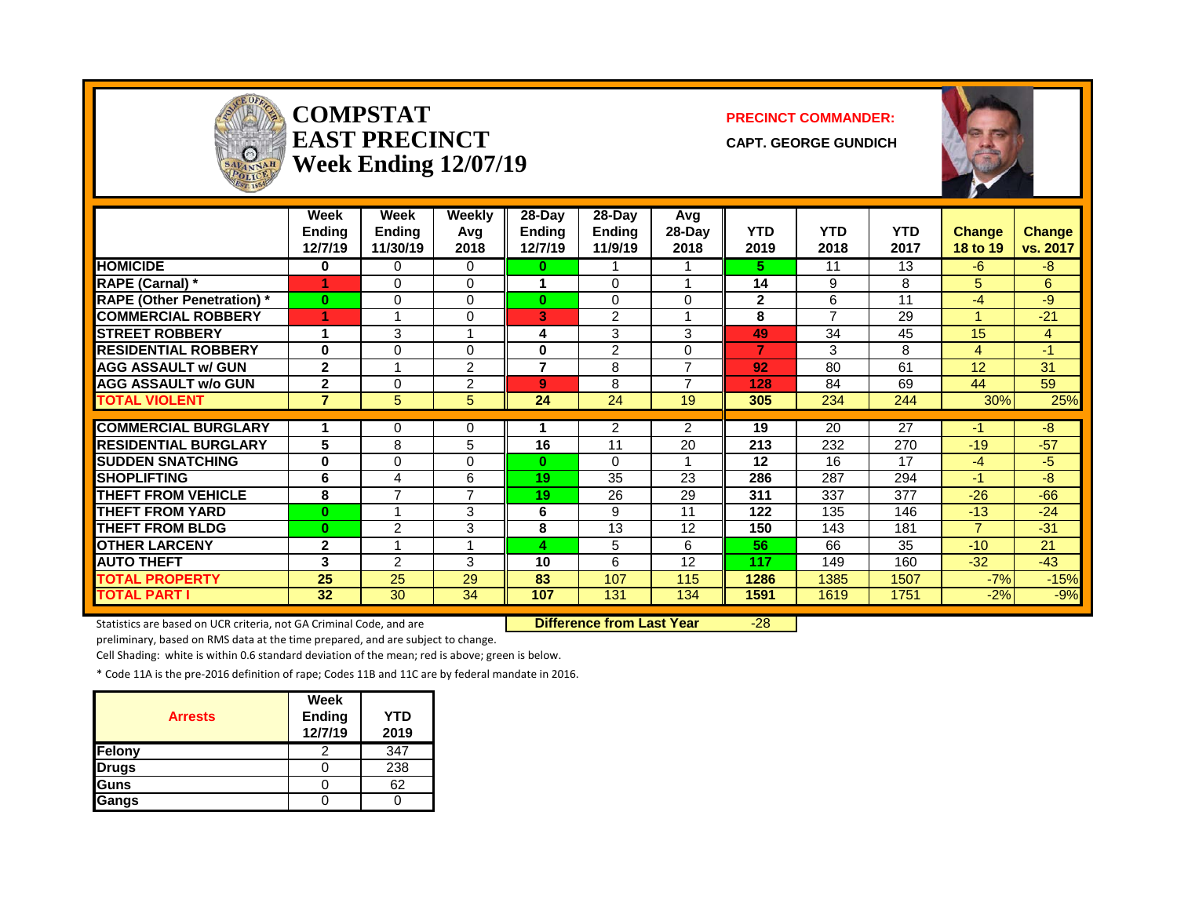# COMPSTAT
# EAST PRECINCT
## Week Ending 12/07/19

**PRECINCT COMMANDER:**

**CAPT. GEORGE GUNDICH**

| | Week Ending 12/7/19 | Week Ending 11/30/19 | Weekly Avg 2018 | 28-Day Ending 12/7/19 | 28-Day Ending 11/9/19 | Avg 28-Day 2018 | YTD 2019 | YTD 2018 | YTD 2017 | Change 18 to 19 | Change vs. 2017 |
|---|---|---|---|---|---|---|---|---|---|---|---|
| HOMICIDE | 0 | 0 | 0 | 0 | 1 | 1 | 5 | 11 | 13 | -6 | -8 |
| RAPE (Carnal) * | 1 | 0 | 0 | 1 | 0 | 1 | 14 | 9 | 8 | 5 | 6 |
| RAPE (Other Penetration) * | 0 | 0 | 0 | 0 | 0 | 0 | 2 | 6 | 11 | -4 | -9 |
| COMMERCIAL ROBBERY | 1 | 1 | 0 | 3 | 2 | 1 | 8 | 7 | 29 | 1 | -21 |
| STREET ROBBERY | 1 | 3 | 1 | 4 | 3 | 3 | 49 | 34 | 45 | 15 | 4 |
| RESIDENTIAL ROBBERY | 0 | 0 | 0 | 0 | 2 | 0 | 7 | 3 | 8 | 4 | -1 |
| AGG ASSAULT w/ GUN | 2 | 1 | 2 | 7 | 8 | 7 | 92 | 80 | 61 | 12 | 31 |
| AGG ASSAULT w/o GUN | 2 | 0 | 2 | 9 | 8 | 7 | 128 | 84 | 69 | 44 | 59 |
| TOTAL VIOLENT | 7 | 5 | 5 | 24 | 24 | 19 | 305 | 234 | 244 | 30% | 25% |
| COMMERCIAL BURGLARY | 1 | 0 | 0 | 1 | 2 | 2 | 19 | 20 | 27 | -1 | -8 |
| RESIDENTIAL BURGLARY | 5 | 8 | 5 | 16 | 11 | 20 | 213 | 232 | 270 | -19 | -57 |
| SUDDEN SNATCHING | 0 | 0 | 0 | 0 | 0 | 1 | 12 | 16 | 17 | -4 | -5 |
| SHOPLIFTING | 6 | 4 | 6 | 19 | 35 | 23 | 286 | 287 | 294 | -1 | -8 |
| THEFT FROM VEHICLE | 8 | 7 | 7 | 19 | 26 | 29 | 311 | 337 | 377 | -26 | -66 |
| THEFT FROM YARD | 0 | 1 | 3 | 6 | 9 | 11 | 122 | 135 | 146 | -13 | -24 |
| THEFT FROM BLDG | 0 | 2 | 3 | 8 | 13 | 12 | 150 | 143 | 181 | 7 | -31 |
| OTHER LARCENY | 2 | 1 | 1 | 4 | 5 | 6 | 56 | 66 | 35 | -10 | 21 |
| AUTO THEFT | 3 | 2 | 3 | 10 | 6 | 12 | 117 | 149 | 160 | -32 | -43 |
| TOTAL PROPERTY | 25 | 25 | 29 | 83 | 107 | 115 | 1286 | 1385 | 1507 | -7% | -15% |
| TOTAL PART I | 32 | 30 | 34 | 107 | 131 | 134 | 1591 | 1619 | 1751 | -2% | -9% |

Statistics are based on UCR criteria, not GA Criminal Code, and are preliminary, based on RMS data at the time prepared, and are subject to change.

**Difference from Last Year** -28

Cell Shading: white is within 0.6 standard deviation of the mean; red is above; green is below.

* Code 11A is the pre-2016 definition of rape; Codes 11B and 11C are by federal mandate in 2016.

| Arrests | Week Ending 12/7/19 | YTD 2019 |
|---|---|---|
| Felony | 2 | 347 |
| Drugs | 0 | 238 |
| Guns | 0 | 62 |
| Gangs | 0 | 0 |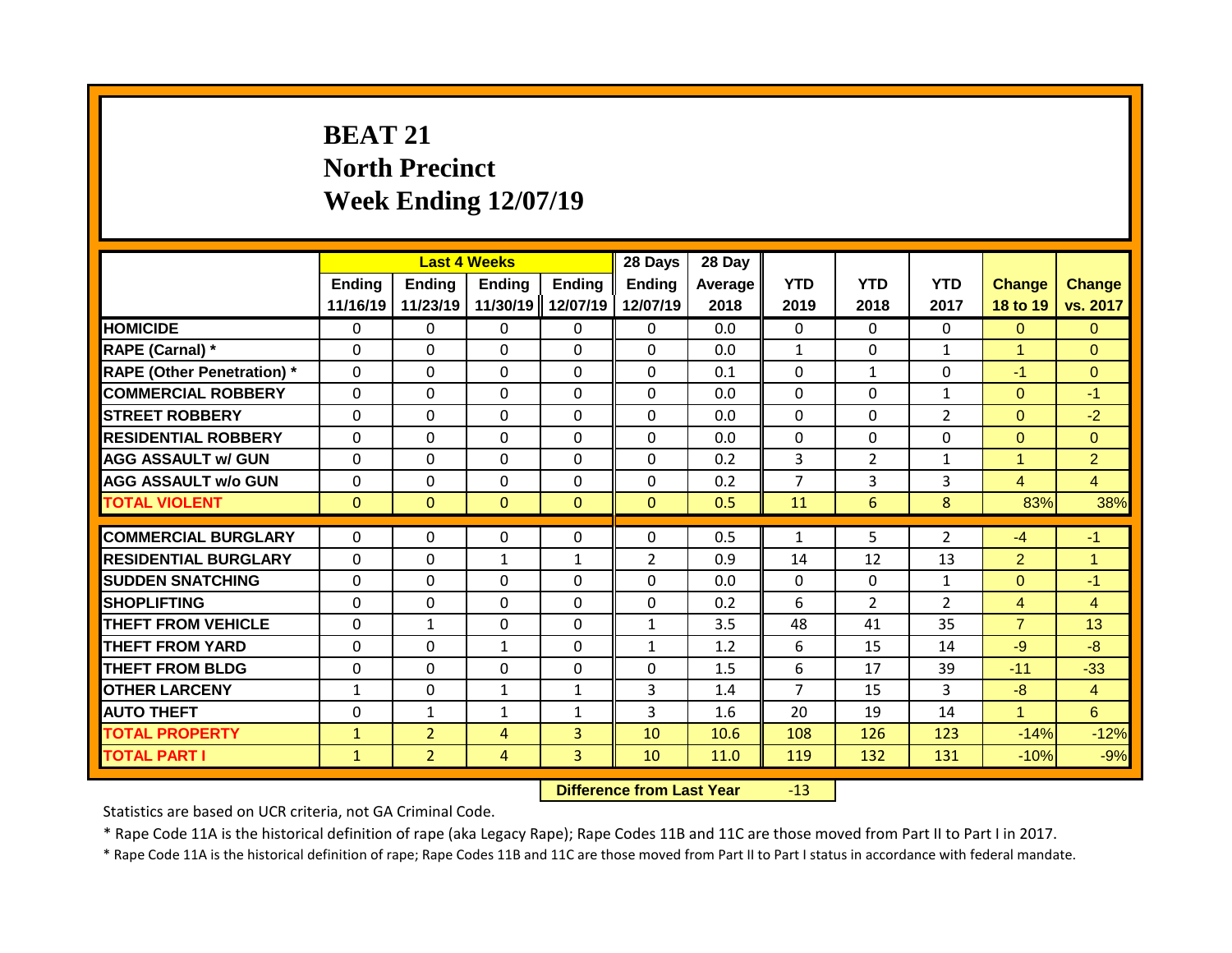# BEAT 21
# North Precinct
# Week Ending 12/07/19

| | Last 4 Weeks | | | | 28 Days | 28 Day | | | | | |
|---|---|---|---|---|---|---|---|---|---|---|---|
| | Ending 11/16/19 | Ending 11/23/19 | Ending 11/30/19 | Ending 12/07/19 | Ending 12/07/19 | Average 2018 | YTD 2019 | YTD 2018 | YTD 2017 | Change 18 to 19 | Change vs. 2017 |
| HOMICIDE | 0 | 0 | 0 | 0 | 0 | 0.0 | 0 | 0 | 0 | 0 | 0 |
| RAPE (Carnal) * | 0 | 0 | 0 | 0 | 0 | 0.0 | 1 | 0 | 1 | 1 | 0 |
| RAPE (Other Penetration) * | 0 | 0 | 0 | 0 | 0 | 0.1 | 0 | 1 | 0 | -1 | 0 |
| COMMERCIAL ROBBERY | 0 | 0 | 0 | 0 | 0 | 0.0 | 0 | 0 | 1 | 0 | -1 |
| STREET ROBBERY | 0 | 0 | 0 | 0 | 0 | 0.0 | 0 | 0 | 2 | 0 | -2 |
| RESIDENTIAL ROBBERY | 0 | 0 | 0 | 0 | 0 | 0.0 | 0 | 0 | 0 | 0 | 0 |
| AGG ASSAULT w/ GUN | 0 | 0 | 0 | 0 | 0 | 0.2 | 3 | 2 | 1 | 1 | 2 |
| AGG ASSAULT w/o GUN | 0 | 0 | 0 | 0 | 0 | 0.2 | 7 | 3 | 3 | 4 | 4 |
| TOTAL VIOLENT | 0 | 0 | 0 | 0 | 0 | 0.5 | 11 | 6 | 8 | 83% | 38% |
| COMMERCIAL BURGLARY | 0 | 0 | 0 | 0 | 0 | 0.5 | 1 | 5 | 2 | -4 | -1 |
| RESIDENTIAL BURGLARY | 0 | 0 | 1 | 1 | 2 | 0.9 | 14 | 12 | 13 | 2 | 1 |
| SUDDEN SNATCHING | 0 | 0 | 0 | 0 | 0 | 0.0 | 0 | 0 | 1 | 0 | -1 |
| SHOPLIFTING | 0 | 0 | 0 | 0 | 0 | 0.2 | 6 | 2 | 2 | 4 | 4 |
| THEFT FROM VEHICLE | 0 | 1 | 0 | 0 | 1 | 3.5 | 48 | 41 | 35 | 7 | 13 |
| THEFT FROM YARD | 0 | 0 | 1 | 0 | 1 | 1.2 | 6 | 15 | 14 | -9 | -8 |
| THEFT FROM BLDG | 0 | 0 | 0 | 0 | 0 | 1.5 | 6 | 17 | 39 | -11 | -33 |
| OTHER LARCENY | 1 | 0 | 1 | 1 | 3 | 1.4 | 7 | 15 | 3 | -8 | 4 |
| AUTO THEFT | 0 | 1 | 1 | 1 | 3 | 1.6 | 20 | 19 | 14 | 1 | 6 |
| TOTAL PROPERTY | 1 | 2 | 4 | 3 | 10 | 10.6 | 108 | 126 | 123 | -14% | -12% |
| TOTAL PART I | 1 | 2 | 4 | 3 | 10 | 11.0 | 119 | 132 | 131 | -10% | -9% |

**Difference from Last Year** -13

Statistics are based on UCR criteria, not GA Criminal Code.

* Rape Code 11A is the historical definition of rape (aka Legacy Rape); Rape Codes 11B and 11C are those moved from Part II to Part I in 2017.

* Rape Code 11A is the historical definition of rape; Rape Codes 11B and 11C are those moved from Part II to Part I status in accordance with federal mandate.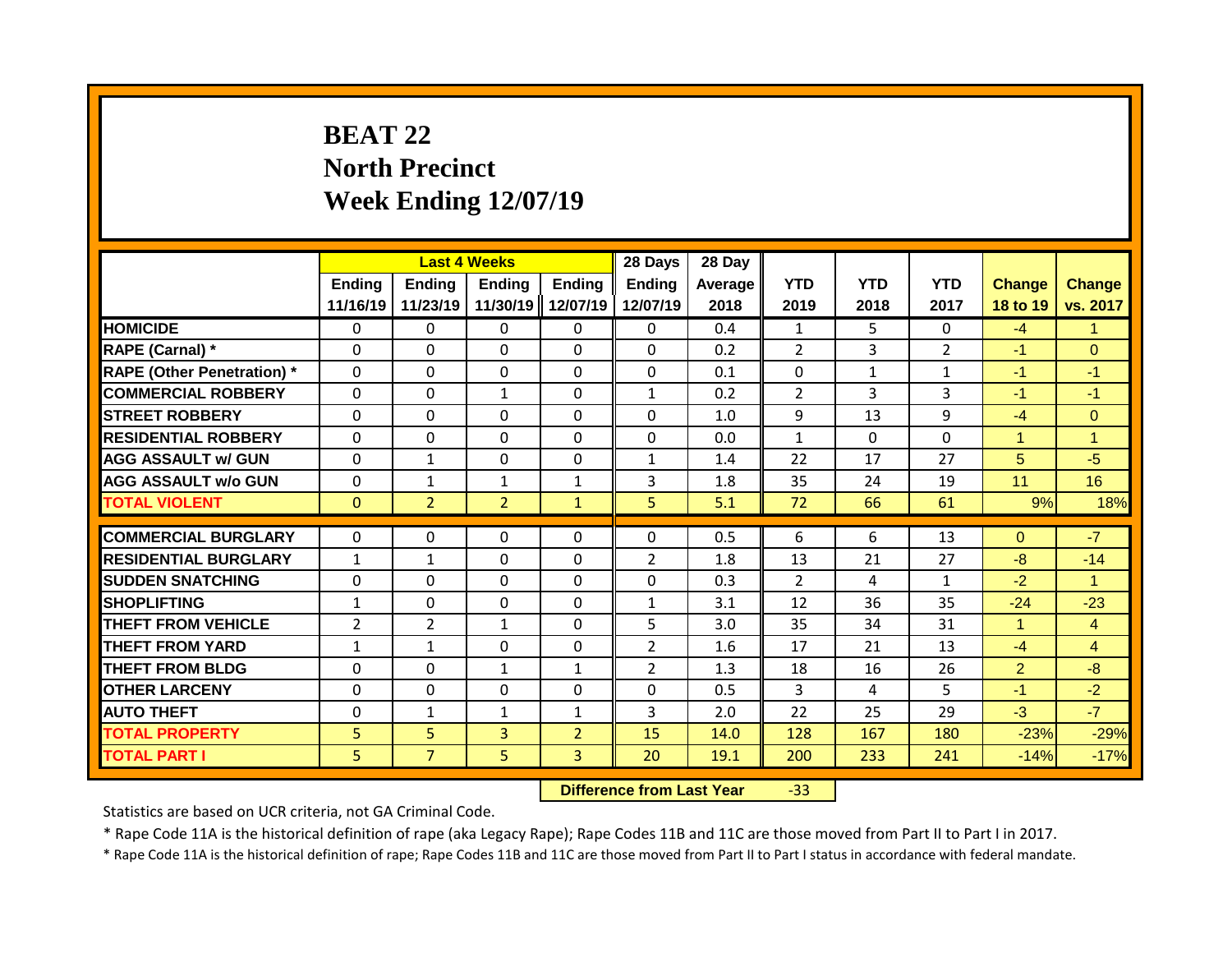# BEAT 22
## North Precinct
## Week Ending 12/07/19

| | Last 4 Weeks | | | | 28 Days | 28 Day | | | | | |
|---|---|---|---|---|---|---|---|---|---|---|---|
| | Ending 11/16/19 | Ending 11/23/19 | Ending 11/30/19 | Ending 12/07/19 | Ending 12/07/19 | Average 2018 | YTD 2019 | YTD 2018 | YTD 2017 | Change 18 to 19 | Change vs. 2017 |
| **HOMICIDE** | 0 | 0 | 0 | 0 | 0 | 0.4 | 1 | 5 | 0 | -4 | 1 |
| **RAPE (Carnal) *** | 0 | 0 | 0 | 0 | 0 | 0.2 | 2 | 3 | 2 | -1 | 0 |
| **RAPE (Other Penetration) *** | 0 | 0 | 0 | 0 | 0 | 0.1 | 0 | 1 | 1 | -1 | -1 |
| **COMMERCIAL ROBBERY** | 0 | 0 | 1 | 0 | 1 | 0.2 | 2 | 3 | 3 | -1 | -1 |
| **STREET ROBBERY** | 0 | 0 | 0 | 0 | 0 | 1.0 | 9 | 13 | 9 | -4 | 0 |
| **RESIDENTIAL ROBBERY** | 0 | 0 | 0 | 0 | 0 | 0.0 | 1 | 0 | 0 | 1 | 1 |
| **AGG ASSAULT w/ GUN** | 0 | 1 | 0 | 0 | 1 | 1.4 | 22 | 17 | 27 | 5 | -5 |
| **AGG ASSAULT w/o GUN** | 0 | 1 | 1 | 1 | 3 | 1.8 | 35 | 24 | 19 | 11 | 16 |
| **TOTAL VIOLENT** | 0 | 2 | 2 | 1 | 5 | 5.1 | 72 | 66 | 61 | 9% | 18% |
| **COMMERCIAL BURGLARY** | 0 | 0 | 0 | 0 | 0 | 0.5 | 6 | 6 | 13 | 0 | -7 |
| **RESIDENTIAL BURGLARY** | 1 | 1 | 0 | 0 | 2 | 1.8 | 13 | 21 | 27 | -8 | -14 |
| **SUDDEN SNATCHING** | 0 | 0 | 0 | 0 | 0 | 0.3 | 2 | 4 | 1 | -2 | 1 |
| **SHOPLIFTING** | 1 | 0 | 0 | 0 | 1 | 3.1 | 12 | 36 | 35 | -24 | -23 |
| **THEFT FROM VEHICLE** | 2 | 2 | 1 | 0 | 5 | 3.0 | 35 | 34 | 31 | 1 | 4 |
| **THEFT FROM YARD** | 1 | 1 | 0 | 0 | 2 | 1.6 | 17 | 21 | 13 | -4 | 4 |
| **THEFT FROM BLDG** | 0 | 0 | 1 | 1 | 2 | 1.3 | 18 | 16 | 26 | 2 | -8 |
| **OTHER LARCENY** | 0 | 0 | 0 | 0 | 0 | 0.5 | 3 | 4 | 5 | -1 | -2 |
| **AUTO THEFT** | 0 | 1 | 1 | 1 | 3 | 2.0 | 22 | 25 | 29 | -3 | -7 |
| **TOTAL PROPERTY** | 5 | 5 | 3 | 2 | 15 | 14.0 | 128 | 167 | 180 | -23% | -29% |
| **TOTAL PART I** | 5 | 7 | 5 | 3 | 20 | 19.1 | 200 | 233 | 241 | -14% | -17% |

**Difference from Last Year** -33

Statistics are based on UCR criteria, not GA Criminal Code.

* Rape Code 11A is the historical definition of rape (aka Legacy Rape); Rape Codes 11B and 11C are those moved from Part II to Part I in 2017.

* Rape Code 11A is the historical definition of rape; Rape Codes 11B and 11C are those moved from Part II to Part I status in accordance with federal mandate.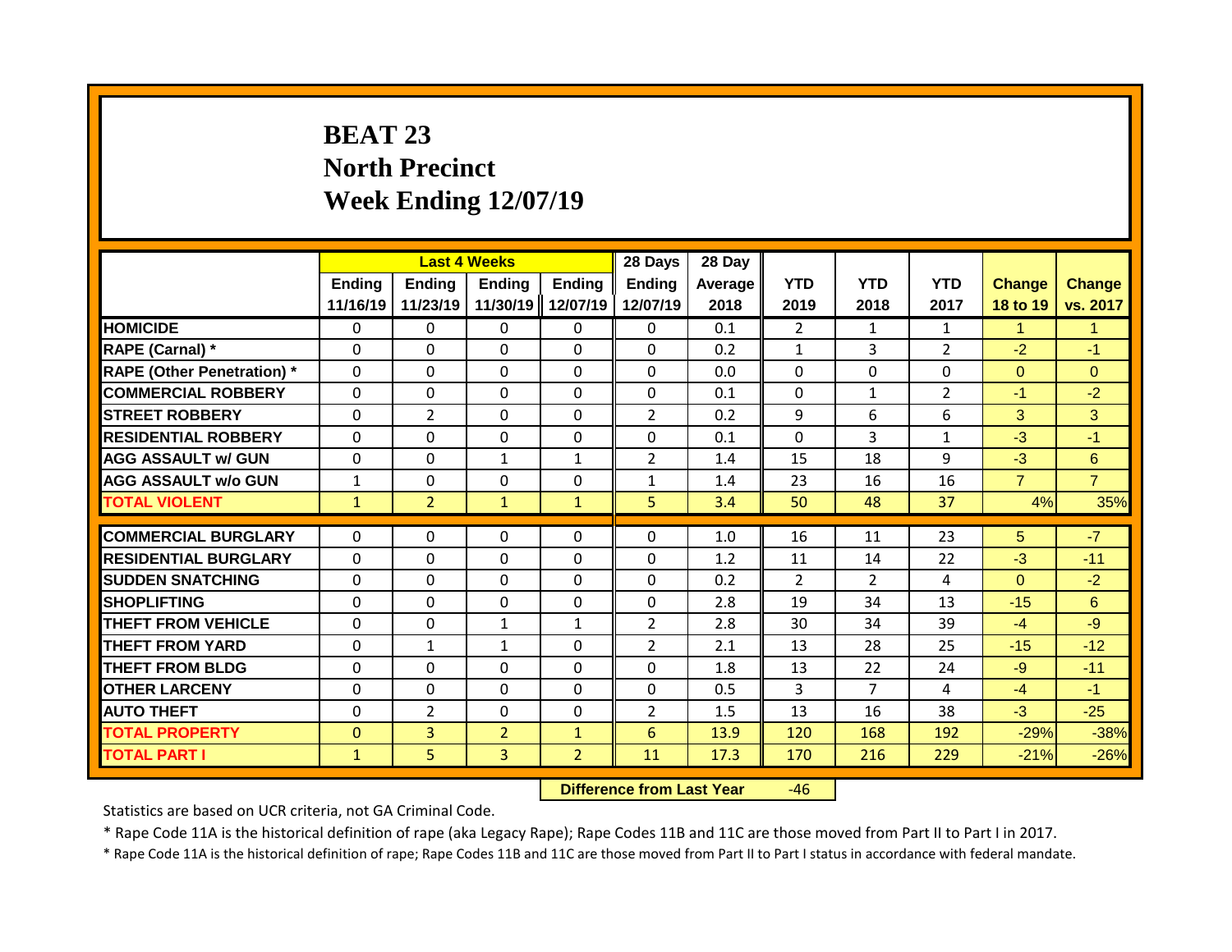# BEAT 23
## North Precinct
## Week Ending 12/07/19

| | Last 4 Weeks | | | | 28 Days | 28 Day | | | | | |
|---|---|---|---|---|---|---|---|---|---|---|---|
| | Ending 11/16/19 | Ending 11/23/19 | Ending 11/30/19 | Ending 12/07/19 | Ending 12/07/19 | Average 2018 | YTD 2019 | YTD 2018 | YTD 2017 | Change 18 to 19 | Change vs. 2017 |
| **HOMICIDE** | 0 | 0 | 0 | 0 | 0 | 0.1 | 2 | 1 | 1 | 1 | 1 |
| **RAPE (Carnal) *** | 0 | 0 | 0 | 0 | 0 | 0.2 | 1 | 3 | 2 | -2 | -1 |
| **RAPE (Other Penetration) *** | 0 | 0 | 0 | 0 | 0 | 0.0 | 0 | 0 | 0 | 0 | 0 |
| **COMMERCIAL ROBBERY** | 0 | 0 | 0 | 0 | 0 | 0.1 | 0 | 1 | 2 | -1 | -2 |
| **STREET ROBBERY** | 0 | 2 | 0 | 0 | 2 | 0.2 | 9 | 6 | 6 | 3 | 3 |
| **RESIDENTIAL ROBBERY** | 0 | 0 | 0 | 0 | 0 | 0.1 | 0 | 3 | 1 | -3 | -1 |
| **AGG ASSAULT w/ GUN** | 0 | 0 | 1 | 1 | 2 | 1.4 | 15 | 18 | 9 | -3 | 6 |
| **AGG ASSAULT w/o GUN** | 1 | 0 | 0 | 0 | 1 | 1.4 | 23 | 16 | 16 | 7 | 7 |
| **TOTAL VIOLENT** | 1 | 2 | 1 | 1 | 5 | 3.4 | 50 | 48 | 37 | 4% | 35% |
| **COMMERCIAL BURGLARY** | 0 | 0 | 0 | 0 | 0 | 1.0 | 16 | 11 | 23 | 5 | -7 |
| **RESIDENTIAL BURGLARY** | 0 | 0 | 0 | 0 | 0 | 1.2 | 11 | 14 | 22 | -3 | -11 |
| **SUDDEN SNATCHING** | 0 | 0 | 0 | 0 | 0 | 0.2 | 2 | 2 | 4 | 0 | -2 |
| **SHOPLIFTING** | 0 | 0 | 0 | 0 | 0 | 2.8 | 19 | 34 | 13 | -15 | 6 |
| **THEFT FROM VEHICLE** | 0 | 0 | 1 | 1 | 2 | 2.8 | 30 | 34 | 39 | -4 | -9 |
| **THEFT FROM YARD** | 0 | 1 | 1 | 0 | 2 | 2.1 | 13 | 28 | 25 | -15 | -12 |
| **THEFT FROM BLDG** | 0 | 0 | 0 | 0 | 0 | 1.8 | 13 | 22 | 24 | -9 | -11 |
| **OTHER LARCENY** | 0 | 0 | 0 | 0 | 0 | 0.5 | 3 | 7 | 4 | -4 | -1 |
| **AUTO THEFT** | 0 | 2 | 0 | 0 | 2 | 1.5 | 13 | 16 | 38 | -3 | -25 |
| **TOTAL PROPERTY** | 0 | 3 | 2 | 1 | 6 | 13.9 | 120 | 168 | 192 | -29% | -38% |
| **TOTAL PART I** | 1 | 5 | 3 | 2 | 11 | 17.3 | 170 | 216 | 229 | -21% | -26% |

**Difference from Last Year** -46

Statistics are based on UCR criteria, not GA Criminal Code.

* Rape Code 11A is the historical definition of rape (aka Legacy Rape); Rape Codes 11B and 11C are those moved from Part II to Part I in 2017.

* Rape Code 11A is the historical definition of rape; Rape Codes 11B and 11C are those moved from Part II to Part I status in accordance with federal mandate.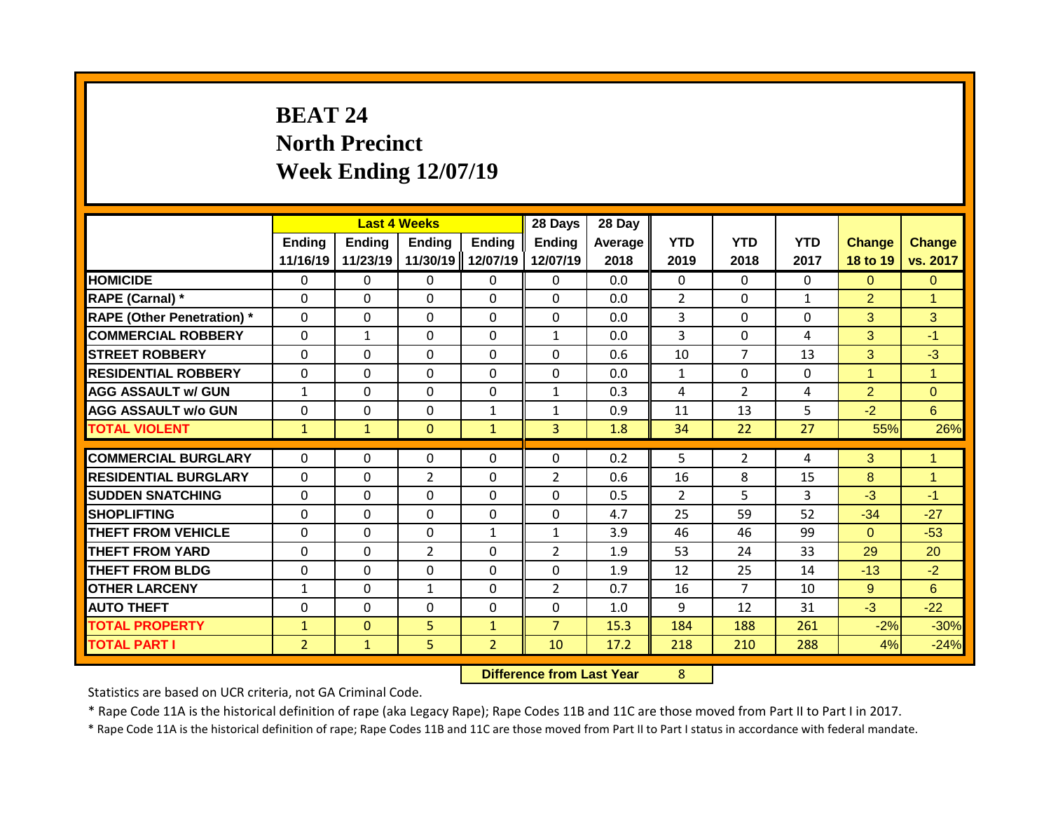# BEAT 24
# North Precinct
# Week Ending 12/07/19

| | Last 4 Weeks | | | | 28 Days | 28 Day | | | | | |
|---|---|---|---|---|---|---|---|---|---|---|---|
| | Ending 11/16/19 | Ending 11/23/19 | Ending 11/30/19 | Ending 12/07/19 | Ending 12/07/19 | Average 2018 | YTD 2019 | YTD 2018 | YTD 2017 | Change 18 to 19 | Change vs. 2017 |
| HOMICIDE | 0 | 0 | 0 | 0 | 0 | 0.0 | 0 | 0 | 0 | 0 | 0 |
| RAPE (Carnal) * | 0 | 0 | 0 | 0 | 0 | 0.0 | 2 | 0 | 1 | 2 | 1 |
| RAPE (Other Penetration) * | 0 | 0 | 0 | 0 | 0 | 0.0 | 3 | 0 | 0 | 3 | 3 |
| COMMERCIAL ROBBERY | 0 | 1 | 0 | 0 | 1 | 0.0 | 3 | 0 | 4 | 3 | -1 |
| STREET ROBBERY | 0 | 0 | 0 | 0 | 0 | 0.6 | 10 | 7 | 13 | 3 | -3 |
| RESIDENTIAL ROBBERY | 0 | 0 | 0 | 0 | 0 | 0.0 | 1 | 0 | 0 | 1 | 1 |
| AGG ASSAULT w/ GUN | 1 | 0 | 0 | 0 | 1 | 0.3 | 4 | 2 | 4 | 2 | 0 |
| AGG ASSAULT w/o GUN | 0 | 0 | 0 | 1 | 1 | 0.9 | 11 | 13 | 5 | -2 | 6 |
| TOTAL VIOLENT | 1 | 1 | 0 | 1 | 3 | 1.8 | 34 | 22 | 27 | 55% | 26% |
| COMMERCIAL BURGLARY | 0 | 0 | 0 | 0 | 0 | 0.2 | 5 | 2 | 4 | 3 | 1 |
| RESIDENTIAL BURGLARY | 0 | 0 | 2 | 0 | 2 | 0.6 | 16 | 8 | 15 | 8 | 1 |
| SUDDEN SNATCHING | 0 | 0 | 0 | 0 | 0 | 0.5 | 2 | 5 | 3 | -3 | -1 |
| SHOPLIFTING | 0 | 0 | 0 | 0 | 0 | 4.7 | 25 | 59 | 52 | -34 | -27 |
| THEFT FROM VEHICLE | 0 | 0 | 0 | 1 | 1 | 3.9 | 46 | 46 | 99 | 0 | -53 |
| THEFT FROM YARD | 0 | 0 | 2 | 0 | 2 | 1.9 | 53 | 24 | 33 | 29 | 20 |
| THEFT FROM BLDG | 0 | 0 | 0 | 0 | 0 | 1.9 | 12 | 25 | 14 | -13 | -2 |
| OTHER LARCENY | 1 | 0 | 1 | 0 | 2 | 0.7 | 16 | 7 | 10 | 9 | 6 |
| AUTO THEFT | 0 | 0 | 0 | 0 | 0 | 1.0 | 9 | 12 | 31 | -3 | -22 |
| TOTAL PROPERTY | 1 | 0 | 5 | 1 | 7 | 15.3 | 184 | 188 | 261 | -2% | -30% |
| TOTAL PART I | 2 | 1 | 5 | 2 | 10 | 17.2 | 218 | 210 | 288 | 4% | -24% |

**Difference from Last Year** 8

Statistics are based on UCR criteria, not GA Criminal Code.

* Rape Code 11A is the historical definition of rape (aka Legacy Rape); Rape Codes 11B and 11C are those moved from Part II to Part I in 2017.

* Rape Code 11A is the historical definition of rape; Rape Codes 11B and 11C are those moved from Part II to Part I status in accordance with federal mandate.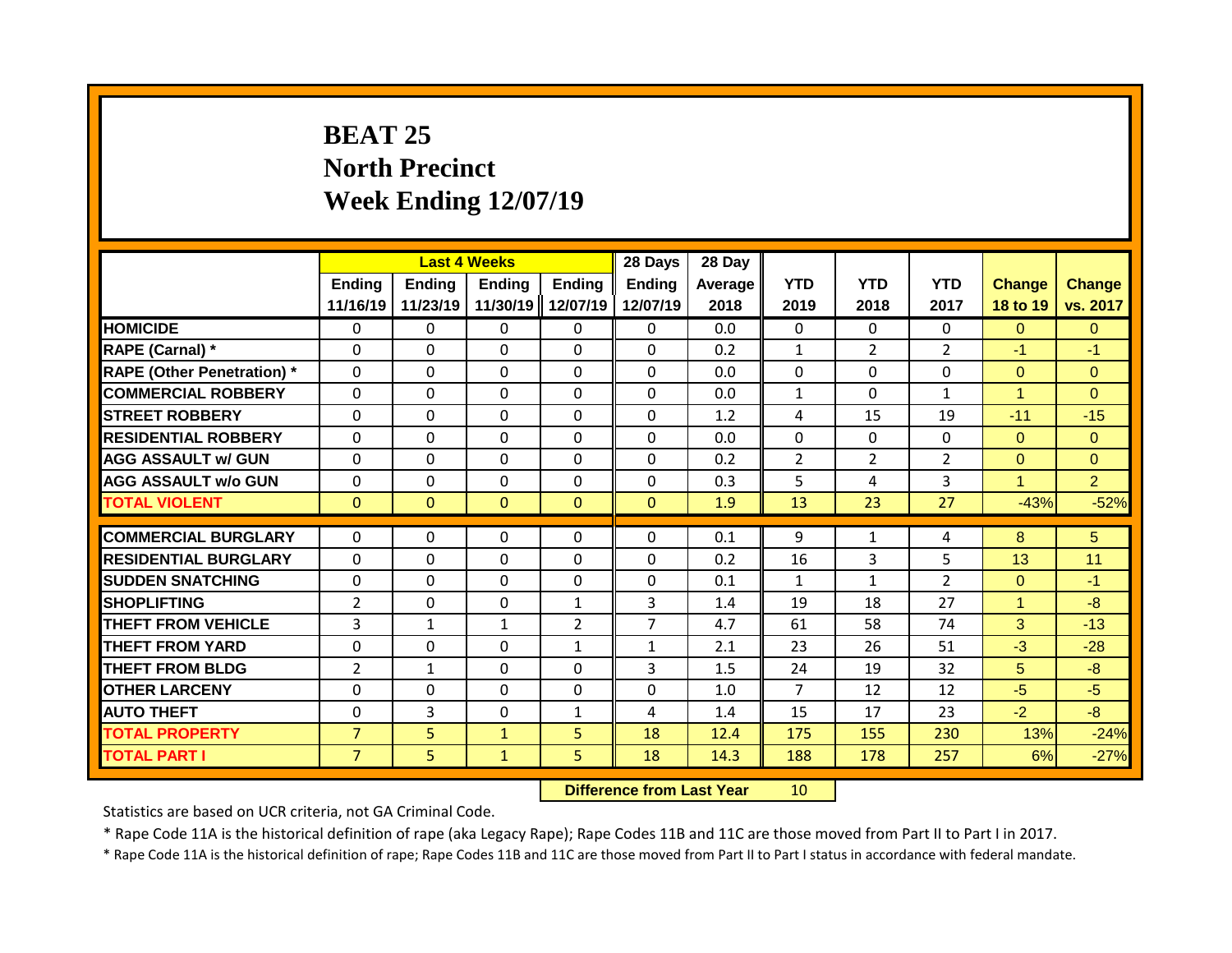# BEAT 25
# North Precinct
# Week Ending 12/07/19

| | Last 4 Weeks | | | | 28 Days | 28 Day | | | | | |
|---|---|---|---|---|---|---|---|---|---|---|---|
| | Ending 11/16/19 | Ending 11/23/19 | Ending 11/30/19 | Ending 12/07/19 | Ending 12/07/19 | Average 2018 | YTD 2019 | YTD 2018 | YTD 2017 | Change 18 to 19 | Change vs. 2017 |
| HOMICIDE | 0 | 0 | 0 | 0 | 0 | 0.0 | 0 | 0 | 0 | 0 | 0 |
| RAPE (Carnal) * | 0 | 0 | 0 | 0 | 0 | 0.2 | 1 | 2 | 2 | -1 | -1 |
| RAPE (Other Penetration) * | 0 | 0 | 0 | 0 | 0 | 0.0 | 0 | 0 | 0 | 0 | 0 |
| COMMERCIAL ROBBERY | 0 | 0 | 0 | 0 | 0 | 0.0 | 1 | 0 | 1 | 1 | 0 |
| STREET ROBBERY | 0 | 0 | 0 | 0 | 0 | 1.2 | 4 | 15 | 19 | -11 | -15 |
| RESIDENTIAL ROBBERY | 0 | 0 | 0 | 0 | 0 | 0.0 | 0 | 0 | 0 | 0 | 0 |
| AGG ASSAULT w/ GUN | 0 | 0 | 0 | 0 | 0 | 0.2 | 2 | 2 | 2 | 0 | 0 |
| AGG ASSAULT w/o GUN | 0 | 0 | 0 | 0 | 0 | 0.3 | 5 | 4 | 3 | 1 | 2 |
| TOTAL VIOLENT | 0 | 0 | 0 | 0 | 0 | 1.9 | 13 | 23 | 27 | -43% | -52% |
| COMMERCIAL BURGLARY | 0 | 0 | 0 | 0 | 0 | 0.1 | 9 | 1 | 4 | 8 | 5 |
| RESIDENTIAL BURGLARY | 0 | 0 | 0 | 0 | 0 | 0.2 | 16 | 3 | 5 | 13 | 11 |
| SUDDEN SNATCHING | 0 | 0 | 0 | 0 | 0 | 0.1 | 1 | 1 | 2 | 0 | -1 |
| SHOPLIFTING | 2 | 0 | 0 | 1 | 3 | 1.4 | 19 | 18 | 27 | 1 | -8 |
| THEFT FROM VEHICLE | 3 | 1 | 1 | 2 | 7 | 4.7 | 61 | 58 | 74 | 3 | -13 |
| THEFT FROM YARD | 0 | 0 | 0 | 1 | 1 | 2.1 | 23 | 26 | 51 | -3 | -28 |
| THEFT FROM BLDG | 2 | 1 | 0 | 0 | 3 | 1.5 | 24 | 19 | 32 | 5 | -8 |
| OTHER LARCENY | 0 | 0 | 0 | 0 | 0 | 1.0 | 7 | 12 | 12 | -5 | -5 |
| AUTO THEFT | 0 | 3 | 0 | 1 | 4 | 1.4 | 15 | 17 | 23 | -2 | -8 |
| TOTAL PROPERTY | 7 | 5 | 1 | 5 | 18 | 12.4 | 175 | 155 | 230 | 13% | -24% |
| TOTAL PART I | 7 | 5 | 1 | 5 | 18 | 14.3 | 188 | 178 | 257 | 6% | -27% |

**Difference from Last Year** 10

Statistics are based on UCR criteria, not GA Criminal Code.

* Rape Code 11A is the historical definition of rape (aka Legacy Rape); Rape Codes 11B and 11C are those moved from Part II to Part I in 2017.

* Rape Code 11A is the historical definition of rape; Rape Codes 11B and 11C are those moved from Part II to Part I status in accordance with federal mandate.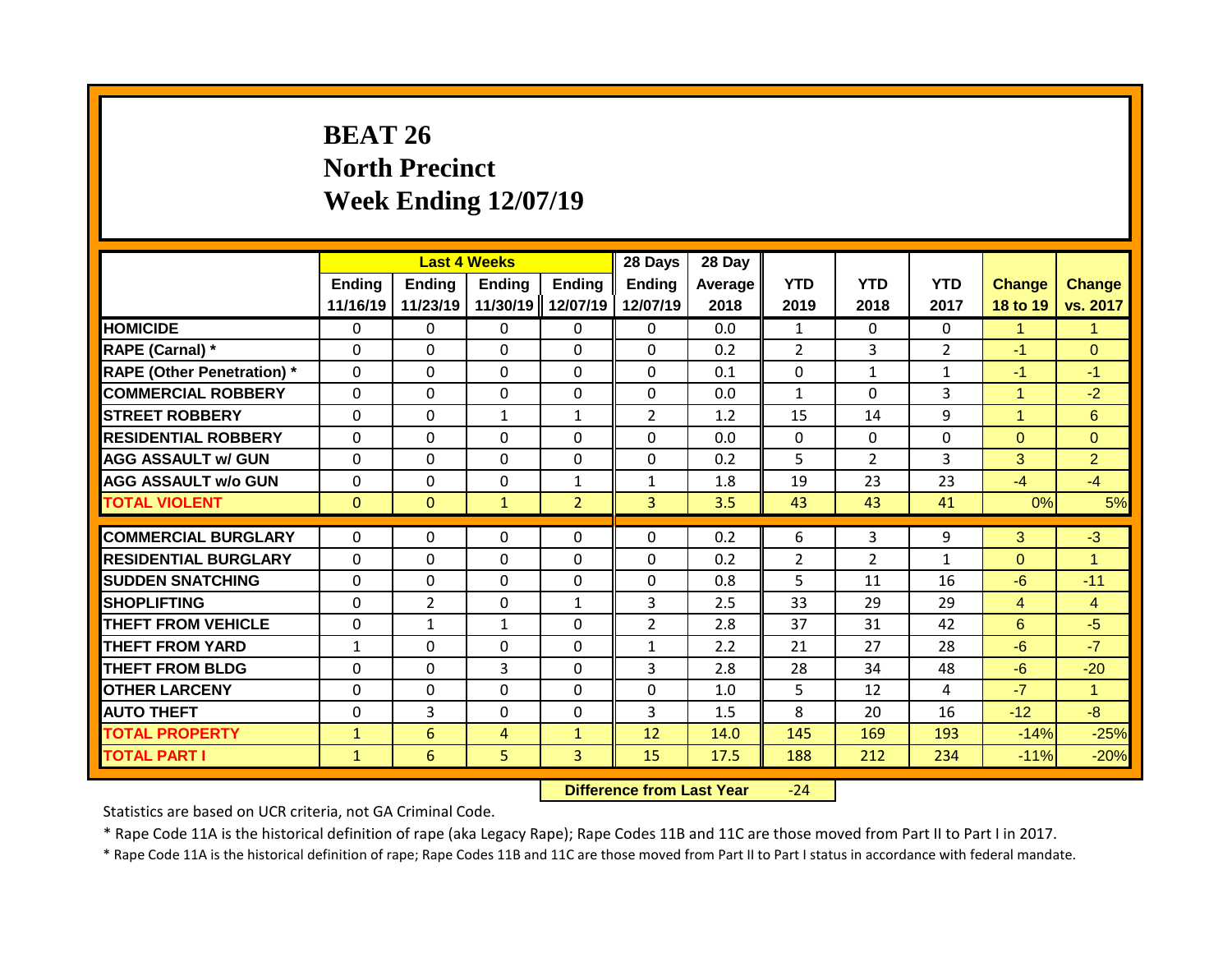# BEAT 26
## North Precinct
## Week Ending 12/07/19

| | Last 4 Weeks | | | | 28 Days | 28 Day | | | | | |
|---|---|---|---|---|---|---|---|---|---|---|---|
| | Ending 11/16/19 | Ending 11/23/19 | Ending 11/30/19 | Ending 12/07/19 | Ending 12/07/19 | Average 2018 | YTD 2019 | YTD 2018 | YTD 2017 | Change 18 to 19 | Change vs. 2017 |
| HOMICIDE | 0 | 0 | 0 | 0 | 0 | 0.0 | 1 | 0 | 0 | 1 | 1 |
| RAPE (Carnal) * | 0 | 0 | 0 | 0 | 0 | 0.2 | 2 | 3 | 2 | -1 | 0 |
| RAPE (Other Penetration) * | 0 | 0 | 0 | 0 | 0 | 0.1 | 0 | 1 | 1 | -1 | -1 |
| COMMERCIAL ROBBERY | 0 | 0 | 0 | 0 | 0 | 0.0 | 1 | 0 | 3 | 1 | -2 |
| STREET ROBBERY | 0 | 0 | 1 | 1 | 2 | 1.2 | 15 | 14 | 9 | 1 | 6 |
| RESIDENTIAL ROBBERY | 0 | 0 | 0 | 0 | 0 | 0.0 | 0 | 0 | 0 | 0 | 0 |
| AGG ASSAULT w/ GUN | 0 | 0 | 0 | 0 | 0 | 0.2 | 5 | 2 | 3 | 3 | 2 |
| AGG ASSAULT w/o GUN | 0 | 0 | 0 | 1 | 1 | 1.8 | 19 | 23 | 23 | -4 | -4 |
| TOTAL VIOLENT | 0 | 0 | 1 | 2 | 3 | 3.5 | 43 | 43 | 41 | 0% | 5% |
| COMMERCIAL BURGLARY | 0 | 0 | 0 | 0 | 0 | 0.2 | 6 | 3 | 9 | 3 | -3 |
| RESIDENTIAL BURGLARY | 0 | 0 | 0 | 0 | 0 | 0.2 | 2 | 2 | 1 | 0 | 1 |
| SUDDEN SNATCHING | 0 | 0 | 0 | 0 | 0 | 0.8 | 5 | 11 | 16 | -6 | -11 |
| SHOPLIFTING | 0 | 2 | 0 | 1 | 3 | 2.5 | 33 | 29 | 29 | 4 | 4 |
| THEFT FROM VEHICLE | 0 | 1 | 1 | 0 | 2 | 2.8 | 37 | 31 | 42 | 6 | -5 |
| THEFT FROM YARD | 1 | 0 | 0 | 0 | 1 | 2.2 | 21 | 27 | 28 | -6 | -7 |
| THEFT FROM BLDG | 0 | 0 | 3 | 0 | 3 | 2.8 | 28 | 34 | 48 | -6 | -20 |
| OTHER LARCENY | 0 | 0 | 0 | 0 | 0 | 1.0 | 5 | 12 | 4 | -7 | 1 |
| AUTO THEFT | 0 | 3 | 0 | 0 | 3 | 1.5 | 8 | 20 | 16 | -12 | -8 |
| TOTAL PROPERTY | 1 | 6 | 4 | 1 | 12 | 14.0 | 145 | 169 | 193 | -14% | -25% |
| TOTAL PART I | 1 | 6 | 5 | 3 | 15 | 17.5 | 188 | 212 | 234 | -11% | -20% |

**Difference from Last Year** -24

Statistics are based on UCR criteria, not GA Criminal Code.

* Rape Code 11A is the historical definition of rape (aka Legacy Rape); Rape Codes 11B and 11C are those moved from Part II to Part I in 2017.

* Rape Code 11A is the historical definition of rape; Rape Codes 11B and 11C are those moved from Part II to Part I status in accordance with federal mandate.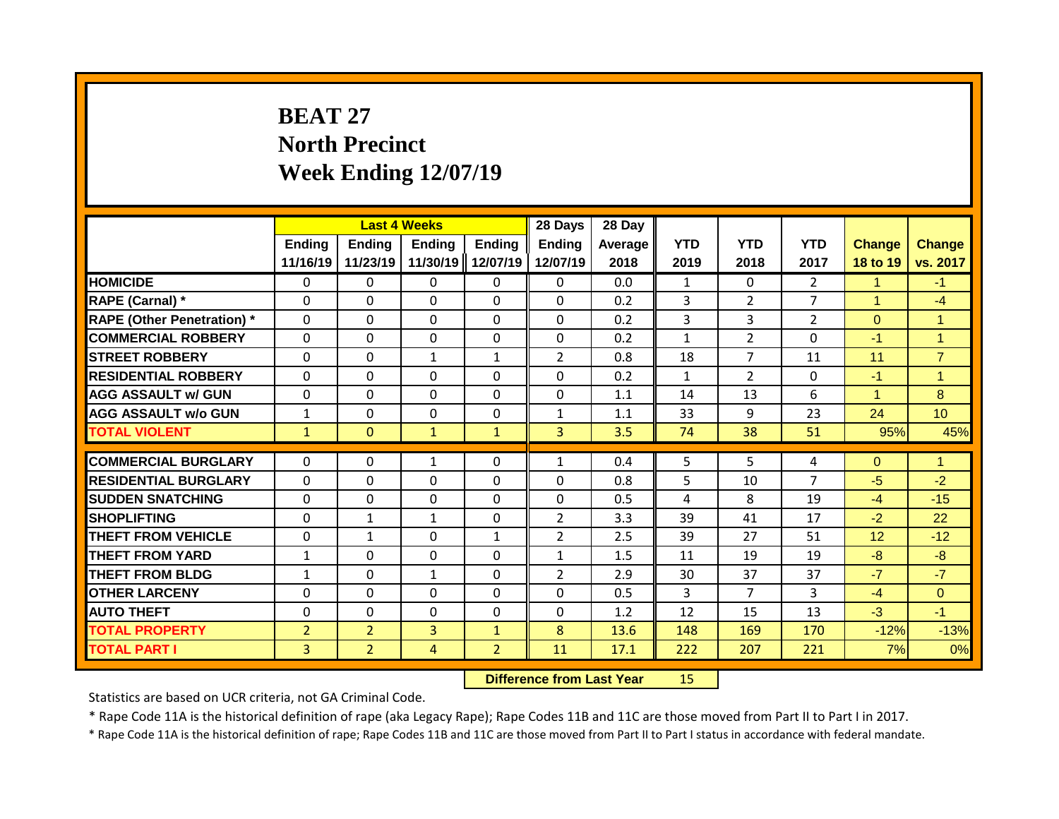# BEAT 27
## North Precinct
## Week Ending 12/07/19

| | Last 4 Weeks | | | | 28 Days | 28 Day | | | | | |
|---|---|---|---|---|---|---|---|---|---|---|---|
| | Ending 11/16/19 | Ending 11/23/19 | Ending 11/30/19 | Ending 12/07/19 | Ending 12/07/19 | Average 2018 | YTD 2019 | YTD 2018 | YTD 2017 | Change 18 to 19 | Change vs. 2017 |
| HOMICIDE | 0 | 0 | 0 | 0 | 0 | 0.0 | 1 | 0 | 2 | 1 | -1 |
| RAPE (Carnal) * | 0 | 0 | 0 | 0 | 0 | 0.2 | 3 | 2 | 7 | 1 | -4 |
| RAPE (Other Penetration) * | 0 | 0 | 0 | 0 | 0 | 0.2 | 3 | 3 | 2 | 0 | 1 |
| COMMERCIAL ROBBERY | 0 | 0 | 0 | 0 | 0 | 0.2 | 1 | 2 | 0 | -1 | 1 |
| STREET ROBBERY | 0 | 0 | 1 | 1 | 2 | 0.8 | 18 | 7 | 11 | 11 | 7 |
| RESIDENTIAL ROBBERY | 0 | 0 | 0 | 0 | 0 | 0.2 | 1 | 2 | 0 | -1 | 1 |
| AGG ASSAULT w/ GUN | 0 | 0 | 0 | 0 | 0 | 1.1 | 14 | 13 | 6 | 1 | 8 |
| AGG ASSAULT w/o GUN | 1 | 0 | 0 | 0 | 1 | 1.1 | 33 | 9 | 23 | 24 | 10 |
| TOTAL VIOLENT | 1 | 0 | 1 | 1 | 3 | 3.5 | 74 | 38 | 51 | 95% | 45% |
| COMMERCIAL BURGLARY | 0 | 0 | 1 | 0 | 1 | 0.4 | 5 | 5 | 4 | 0 | 1 |
| RESIDENTIAL BURGLARY | 0 | 0 | 0 | 0 | 0 | 0.8 | 5 | 10 | 7 | -5 | -2 |
| SUDDEN SNATCHING | 0 | 0 | 0 | 0 | 0 | 0.5 | 4 | 8 | 19 | -4 | -15 |
| SHOPLIFTING | 0 | 1 | 1 | 0 | 2 | 3.3 | 39 | 41 | 17 | -2 | 22 |
| THEFT FROM VEHICLE | 0 | 1 | 0 | 1 | 2 | 2.5 | 39 | 27 | 51 | 12 | -12 |
| THEFT FROM YARD | 1 | 0 | 0 | 0 | 1 | 1.5 | 11 | 19 | 19 | -8 | -8 |
| THEFT FROM BLDG | 1 | 0 | 1 | 0 | 2 | 2.9 | 30 | 37 | 37 | -7 | -7 |
| OTHER LARCENY | 0 | 0 | 0 | 0 | 0 | 0.5 | 3 | 7 | 3 | -4 | 0 |
| AUTO THEFT | 0 | 0 | 0 | 0 | 0 | 1.2 | 12 | 15 | 13 | -3 | -1 |
| TOTAL PROPERTY | 2 | 2 | 3 | 1 | 8 | 13.6 | 148 | 169 | 170 | -12% | -13% |
| TOTAL PART I | 3 | 2 | 4 | 2 | 11 | 17.1 | 222 | 207 | 221 | 7% | 0% |

**Difference from Last Year** 15

Statistics are based on UCR criteria, not GA Criminal Code.

* Rape Code 11A is the historical definition of rape (aka Legacy Rape); Rape Codes 11B and 11C are those moved from Part II to Part I in 2017.

* Rape Code 11A is the historical definition of rape; Rape Codes 11B and 11C are those moved from Part II to Part I status in accordance with federal mandate.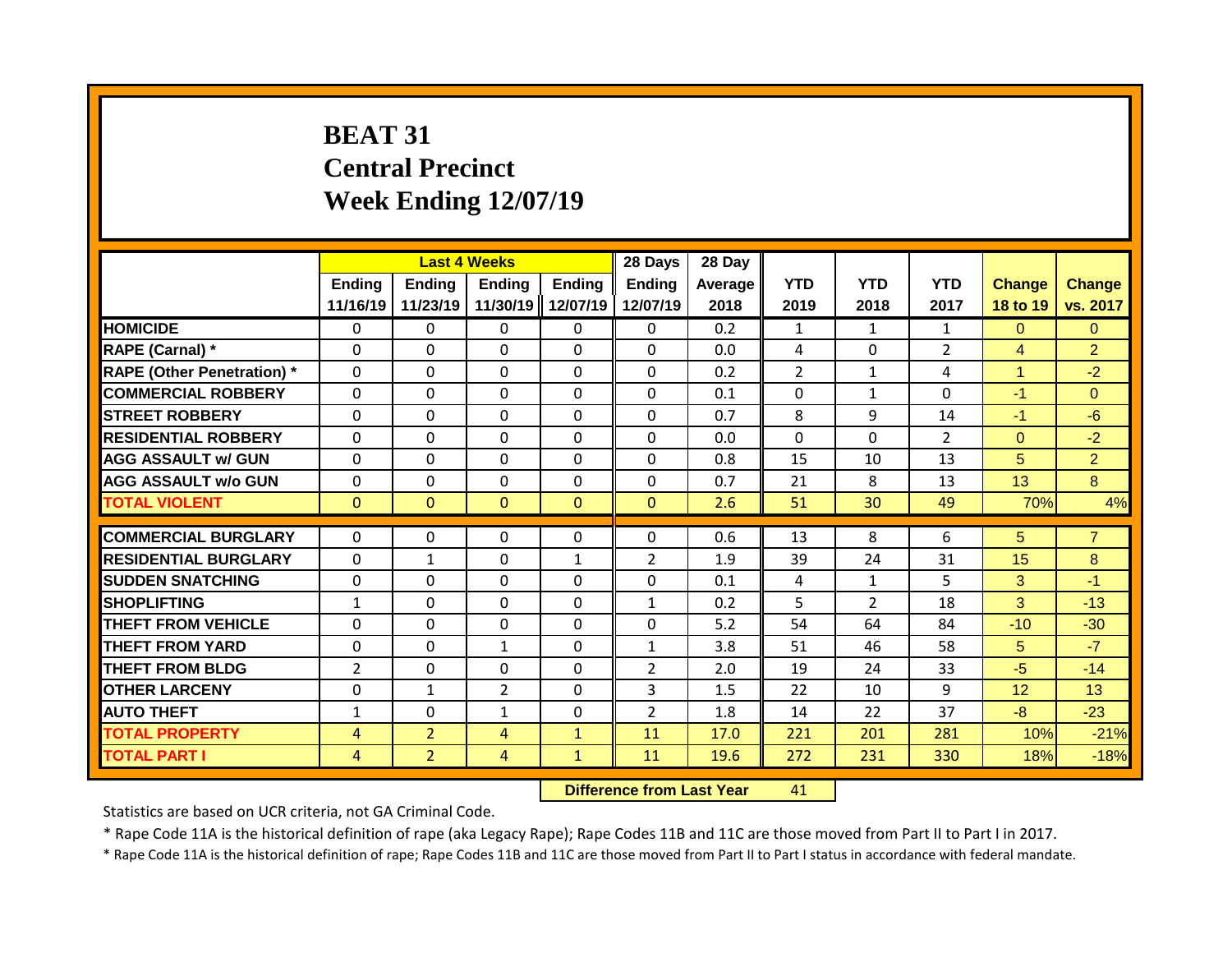# BEAT 31
# Central Precinct
# Week Ending 12/07/19

| | Last 4 Weeks | | | | 28 Days | 28 Day | | | | | |
|---|---|---|---|---|---|---|---|---|---|---|---|
| | Ending 11/16/19 | Ending 11/23/19 | Ending 11/30/19 | Ending 12/07/19 | Ending 12/07/19 | Average 2018 | YTD 2019 | YTD 2018 | YTD 2017 | Change 18 to 19 | Change vs. 2017 |
| HOMICIDE | 0 | 0 | 0 | 0 | 0 | 0.2 | 1 | 1 | 1 | 0 | 0 |
| RAPE (Carnal) * | 0 | 0 | 0 | 0 | 0 | 0.0 | 4 | 0 | 2 | 4 | 2 |
| RAPE (Other Penetration) * | 0 | 0 | 0 | 0 | 0 | 0.2 | 2 | 1 | 4 | 1 | -2 |
| COMMERCIAL ROBBERY | 0 | 0 | 0 | 0 | 0 | 0.1 | 0 | 1 | 0 | -1 | 0 |
| STREET ROBBERY | 0 | 0 | 0 | 0 | 0 | 0.7 | 8 | 9 | 14 | -1 | -6 |
| RESIDENTIAL ROBBERY | 0 | 0 | 0 | 0 | 0 | 0.0 | 0 | 0 | 2 | 0 | -2 |
| AGG ASSAULT w/ GUN | 0 | 0 | 0 | 0 | 0 | 0.8 | 15 | 10 | 13 | 5 | 2 |
| AGG ASSAULT w/o GUN | 0 | 0 | 0 | 0 | 0 | 0.7 | 21 | 8 | 13 | 13 | 8 |
| TOTAL VIOLENT | 0 | 0 | 0 | 0 | 0 | 2.6 | 51 | 30 | 49 | 70% | 4% |
| COMMERCIAL BURGLARY | 0 | 0 | 0 | 0 | 0 | 0.6 | 13 | 8 | 6 | 5 | 7 |
| RESIDENTIAL BURGLARY | 0 | 1 | 0 | 1 | 2 | 1.9 | 39 | 24 | 31 | 15 | 8 |
| SUDDEN SNATCHING | 0 | 0 | 0 | 0 | 0 | 0.1 | 4 | 1 | 5 | 3 | -1 |
| SHOPLIFTING | 1 | 0 | 0 | 0 | 1 | 0.2 | 5 | 2 | 18 | 3 | -13 |
| THEFT FROM VEHICLE | 0 | 0 | 0 | 0 | 0 | 5.2 | 54 | 64 | 84 | -10 | -30 |
| THEFT FROM YARD | 0 | 0 | 1 | 0 | 1 | 3.8 | 51 | 46 | 58 | 5 | -7 |
| THEFT FROM BLDG | 2 | 0 | 0 | 0 | 2 | 2.0 | 19 | 24 | 33 | -5 | -14 |
| OTHER LARCENY | 0 | 1 | 2 | 0 | 3 | 1.5 | 22 | 10 | 9 | 12 | 13 |
| AUTO THEFT | 1 | 0 | 1 | 0 | 2 | 1.8 | 14 | 22 | 37 | -8 | -23 |
| TOTAL PROPERTY | 4 | 2 | 4 | 1 | 11 | 17.0 | 221 | 201 | 281 | 10% | -21% |
| TOTAL PART I | 4 | 2 | 4 | 1 | 11 | 19.6 | 272 | 231 | 330 | 18% | -18% |

**Difference from Last Year** 41

Statistics are based on UCR criteria, not GA Criminal Code.

* Rape Code 11A is the historical definition of rape (aka Legacy Rape); Rape Codes 11B and 11C are those moved from Part II to Part I in 2017.

* Rape Code 11A is the historical definition of rape; Rape Codes 11B and 11C are those moved from Part II to Part I status in accordance with federal mandate.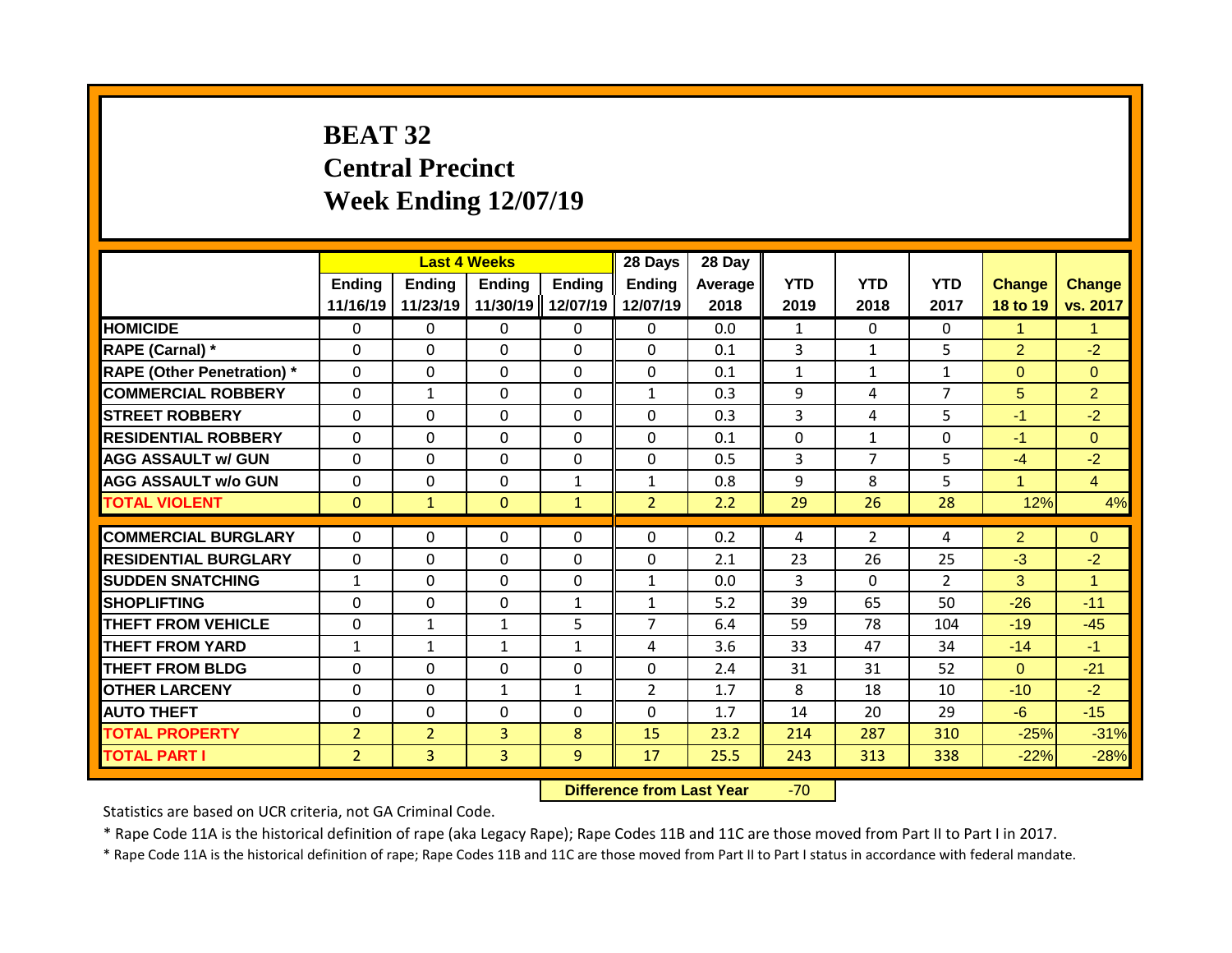# BEAT 32
# Central Precinct
# Week Ending 12/07/19

| | Last 4 Weeks | | | | 28 Days | 28 Day | | | | | |
|---|---|---|---|---|---|---|---|---|---|---|---|
| | Ending 11/16/19 | Ending 11/23/19 | Ending 11/30/19 | Ending 12/07/19 | Ending 12/07/19 | Average 2018 | YTD 2019 | YTD 2018 | YTD 2017 | Change 18 to 19 | Change vs. 2017 |
| HOMICIDE | 0 | 0 | 0 | 0 | 0 | 0.0 | 1 | 0 | 0 | 1 | 1 |
| RAPE (Carnal) * | 0 | 0 | 0 | 0 | 0 | 0.1 | 3 | 1 | 5 | 2 | -2 |
| RAPE (Other Penetration) * | 0 | 0 | 0 | 0 | 0 | 0.1 | 1 | 1 | 1 | 0 | 0 |
| COMMERCIAL ROBBERY | 0 | 1 | 0 | 0 | 1 | 0.3 | 9 | 4 | 7 | 5 | 2 |
| STREET ROBBERY | 0 | 0 | 0 | 0 | 0 | 0.3 | 3 | 4 | 5 | -1 | -2 |
| RESIDENTIAL ROBBERY | 0 | 0 | 0 | 0 | 0 | 0.1 | 0 | 1 | 0 | -1 | 0 |
| AGG ASSAULT w/ GUN | 0 | 0 | 0 | 0 | 0 | 0.5 | 3 | 7 | 5 | -4 | -2 |
| AGG ASSAULT w/o GUN | 0 | 0 | 0 | 1 | 1 | 0.8 | 9 | 8 | 5 | 1 | 4 |
| TOTAL VIOLENT | 0 | 1 | 0 | 1 | 2 | 2.2 | 29 | 26 | 28 | 12% | 4% |
| COMMERCIAL BURGLARY | 0 | 0 | 0 | 0 | 0 | 0.2 | 4 | 2 | 4 | 2 | 0 |
| RESIDENTIAL BURGLARY | 0 | 0 | 0 | 0 | 0 | 2.1 | 23 | 26 | 25 | -3 | -2 |
| SUDDEN SNATCHING | 1 | 0 | 0 | 0 | 1 | 0.0 | 3 | 0 | 2 | 3 | 1 |
| SHOPLIFTING | 0 | 0 | 0 | 1 | 1 | 5.2 | 39 | 65 | 50 | -26 | -11 |
| THEFT FROM VEHICLE | 0 | 1 | 1 | 5 | 7 | 6.4 | 59 | 78 | 104 | -19 | -45 |
| THEFT FROM YARD | 1 | 1 | 1 | 1 | 4 | 3.6 | 33 | 47 | 34 | -14 | -1 |
| THEFT FROM BLDG | 0 | 0 | 0 | 0 | 0 | 2.4 | 31 | 31 | 52 | 0 | -21 |
| OTHER LARCENY | 0 | 0 | 1 | 1 | 2 | 1.7 | 8 | 18 | 10 | -10 | -2 |
| AUTO THEFT | 0 | 0 | 0 | 0 | 0 | 1.7 | 14 | 20 | 29 | -6 | -15 |
| TOTAL PROPERTY | 2 | 2 | 3 | 8 | 15 | 23.2 | 214 | 287 | 310 | -25% | -31% |
| TOTAL PART I | 2 | 3 | 3 | 9 | 17 | 25.5 | 243 | 313 | 338 | -22% | -28% |

**Difference from Last Year** -70

Statistics are based on UCR criteria, not GA Criminal Code.

* Rape Code 11A is the historical definition of rape (aka Legacy Rape); Rape Codes 11B and 11C are those moved from Part II to Part I in 2017.

* Rape Code 11A is the historical definition of rape; Rape Codes 11B and 11C are those moved from Part II to Part I status in accordance with federal mandate.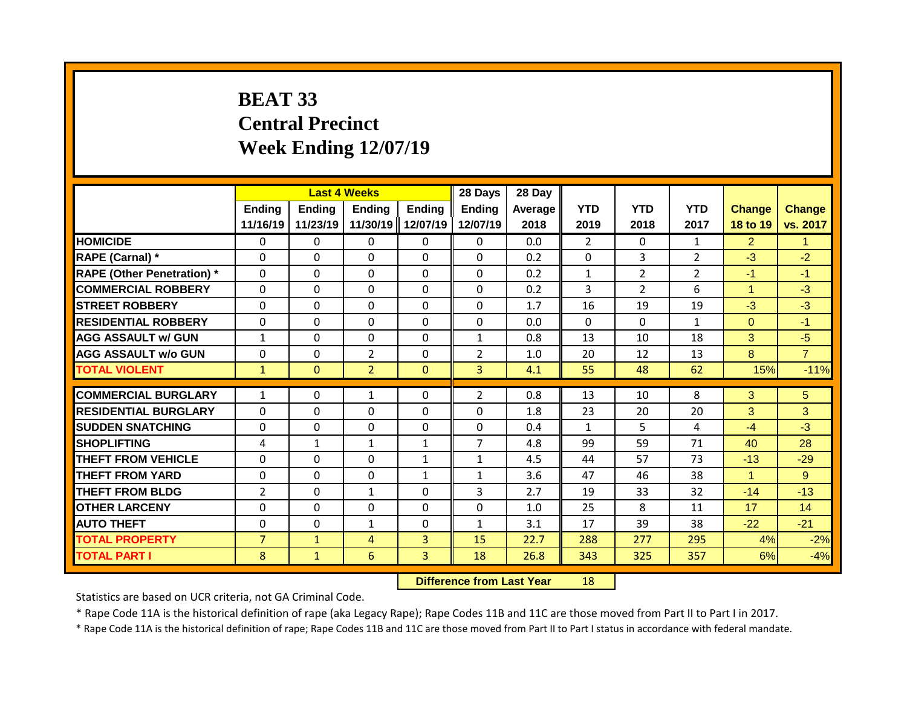# BEAT 33
# Central Precinct
# Week Ending 12/07/19

| | Last 4 Weeks | | | | 28 Days | 28 Day | | | | | |
|---|---|---|---|---|---|---|---|---|---|---|---|
| | Ending 11/16/19 | Ending 11/23/19 | Ending 11/30/19 | Ending 12/07/19 | Ending 12/07/19 | Average 2018 | YTD 2019 | YTD 2018 | YTD 2017 | Change 18 to 19 | Change vs. 2017 |
| HOMICIDE | 0 | 0 | 0 | 0 | 0 | 0.0 | 2 | 0 | 1 | 2 | 1 |
| RAPE (Carnal) * | 0 | 0 | 0 | 0 | 0 | 0.2 | 0 | 3 | 2 | -3 | -2 |
| RAPE (Other Penetration) * | 0 | 0 | 0 | 0 | 0 | 0.2 | 1 | 2 | 2 | -1 | -1 |
| COMMERCIAL ROBBERY | 0 | 0 | 0 | 0 | 0 | 0.2 | 3 | 2 | 6 | 1 | -3 |
| STREET ROBBERY | 0 | 0 | 0 | 0 | 0 | 1.7 | 16 | 19 | 19 | -3 | -3 |
| RESIDENTIAL ROBBERY | 0 | 0 | 0 | 0 | 0 | 0.0 | 0 | 0 | 1 | 0 | -1 |
| AGG ASSAULT w/ GUN | 1 | 0 | 0 | 0 | 1 | 0.8 | 13 | 10 | 18 | 3 | -5 |
| AGG ASSAULT w/o GUN | 0 | 0 | 2 | 0 | 2 | 1.0 | 20 | 12 | 13 | 8 | 7 |
| TOTAL VIOLENT | 1 | 0 | 2 | 0 | 3 | 4.1 | 55 | 48 | 62 | 15% | -11% |
| COMMERCIAL BURGLARY | 1 | 0 | 1 | 0 | 2 | 0.8 | 13 | 10 | 8 | 3 | 5 |
| RESIDENTIAL BURGLARY | 0 | 0 | 0 | 0 | 0 | 1.8 | 23 | 20 | 20 | 3 | 3 |
| SUDDEN SNATCHING | 0 | 0 | 0 | 0 | 0 | 0.4 | 1 | 5 | 4 | -4 | -3 |
| SHOPLIFTING | 4 | 1 | 1 | 1 | 7 | 4.8 | 99 | 59 | 71 | 40 | 28 |
| THEFT FROM VEHICLE | 0 | 0 | 0 | 1 | 1 | 4.5 | 44 | 57 | 73 | -13 | -29 |
| THEFT FROM YARD | 0 | 0 | 0 | 1 | 1 | 3.6 | 47 | 46 | 38 | 1 | 9 |
| THEFT FROM BLDG | 2 | 0 | 1 | 0 | 3 | 2.7 | 19 | 33 | 32 | -14 | -13 |
| OTHER LARCENY | 0 | 0 | 0 | 0 | 0 | 1.0 | 25 | 8 | 11 | 17 | 14 |
| AUTO THEFT | 0 | 0 | 1 | 0 | 1 | 3.1 | 17 | 39 | 38 | -22 | -21 |
| TOTAL PROPERTY | 7 | 1 | 4 | 3 | 15 | 22.7 | 288 | 277 | 295 | 4% | -2% |
| TOTAL PART I | 8 | 1 | 6 | 3 | 18 | 26.8 | 343 | 325 | 357 | 6% | -4% |

**Difference from Last Year** 18

Statistics are based on UCR criteria, not GA Criminal Code.

* Rape Code 11A is the historical definition of rape (aka Legacy Rape); Rape Codes 11B and 11C are those moved from Part II to Part I in 2017.

* Rape Code 11A is the historical definition of rape; Rape Codes 11B and 11C are those moved from Part II to Part I status in accordance with federal mandate.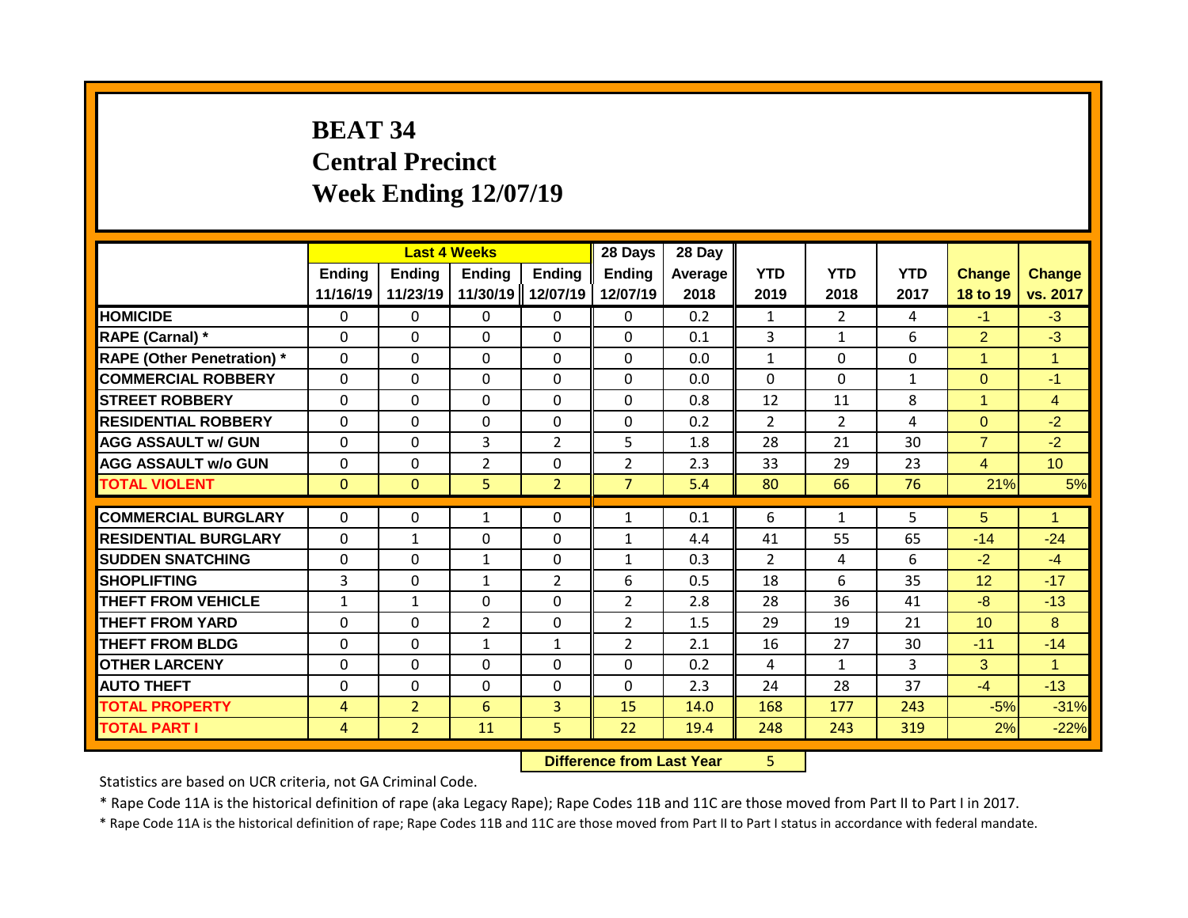# BEAT 34
## Central Precinct
## Week Ending 12/07/19

| | Last 4 Weeks | | | | 28 Days | 28 Day | | | | | |
|---|---|---|---|---|---|---|---|---|---|---|---|
| | Ending 11/16/19 | Ending 11/23/19 | Ending 11/30/19 | Ending 12/07/19 | Ending 12/07/19 | Average 2018 | YTD 2019 | YTD 2018 | YTD 2017 | Change 18 to 19 | Change vs. 2017 |
| HOMICIDE | 0 | 0 | 0 | 0 | 0 | 0.2 | 1 | 2 | 4 | -1 | -3 |
| RAPE (Carnal) * | 0 | 0 | 0 | 0 | 0 | 0.1 | 3 | 1 | 6 | 2 | -3 |
| RAPE (Other Penetration) * | 0 | 0 | 0 | 0 | 0 | 0.0 | 1 | 0 | 0 | 1 | 1 |
| COMMERCIAL ROBBERY | 0 | 0 | 0 | 0 | 0 | 0.0 | 0 | 0 | 1 | 0 | -1 |
| STREET ROBBERY | 0 | 0 | 0 | 0 | 0 | 0.8 | 12 | 11 | 8 | 1 | 4 |
| RESIDENTIAL ROBBERY | 0 | 0 | 0 | 0 | 0 | 0.2 | 2 | 2 | 4 | 0 | -2 |
| AGG ASSAULT w/ GUN | 0 | 0 | 3 | 2 | 5 | 1.8 | 28 | 21 | 30 | 7 | -2 |
| AGG ASSAULT w/o GUN | 0 | 0 | 2 | 0 | 2 | 2.3 | 33 | 29 | 23 | 4 | 10 |
| TOTAL VIOLENT | 0 | 0 | 5 | 2 | 7 | 5.4 | 80 | 66 | 76 | 21% | 5% |
| COMMERCIAL BURGLARY | 0 | 0 | 1 | 0 | 1 | 0.1 | 6 | 1 | 5 | 5 | 1 |
| RESIDENTIAL BURGLARY | 0 | 1 | 0 | 0 | 1 | 4.4 | 41 | 55 | 65 | -14 | -24 |
| SUDDEN SNATCHING | 0 | 0 | 1 | 0 | 1 | 0.3 | 2 | 4 | 6 | -2 | -4 |
| SHOPLIFTING | 3 | 0 | 1 | 2 | 6 | 0.5 | 18 | 6 | 35 | 12 | -17 |
| THEFT FROM VEHICLE | 1 | 1 | 0 | 0 | 2 | 2.8 | 28 | 36 | 41 | -8 | -13 |
| THEFT FROM YARD | 0 | 0 | 2 | 0 | 2 | 1.5 | 29 | 19 | 21 | 10 | 8 |
| THEFT FROM BLDG | 0 | 0 | 1 | 1 | 2 | 2.1 | 16 | 27 | 30 | -11 | -14 |
| OTHER LARCENY | 0 | 0 | 0 | 0 | 0 | 0.2 | 4 | 1 | 3 | 3 | 1 |
| AUTO THEFT | 0 | 0 | 0 | 0 | 0 | 2.3 | 24 | 28 | 37 | -4 | -13 |
| TOTAL PROPERTY | 4 | 2 | 6 | 3 | 15 | 14.0 | 168 | 177 | 243 | -5% | -31% |
| TOTAL PART I | 4 | 2 | 11 | 5 | 22 | 19.4 | 248 | 243 | 319 | 2% | -22% |

**Difference from Last Year** 5

Statistics are based on UCR criteria, not GA Criminal Code.

* Rape Code 11A is the historical definition of rape (aka Legacy Rape); Rape Codes 11B and 11C are those moved from Part II to Part I in 2017.

* Rape Code 11A is the historical definition of rape; Rape Codes 11B and 11C are those moved from Part II to Part I status in accordance with federal mandate.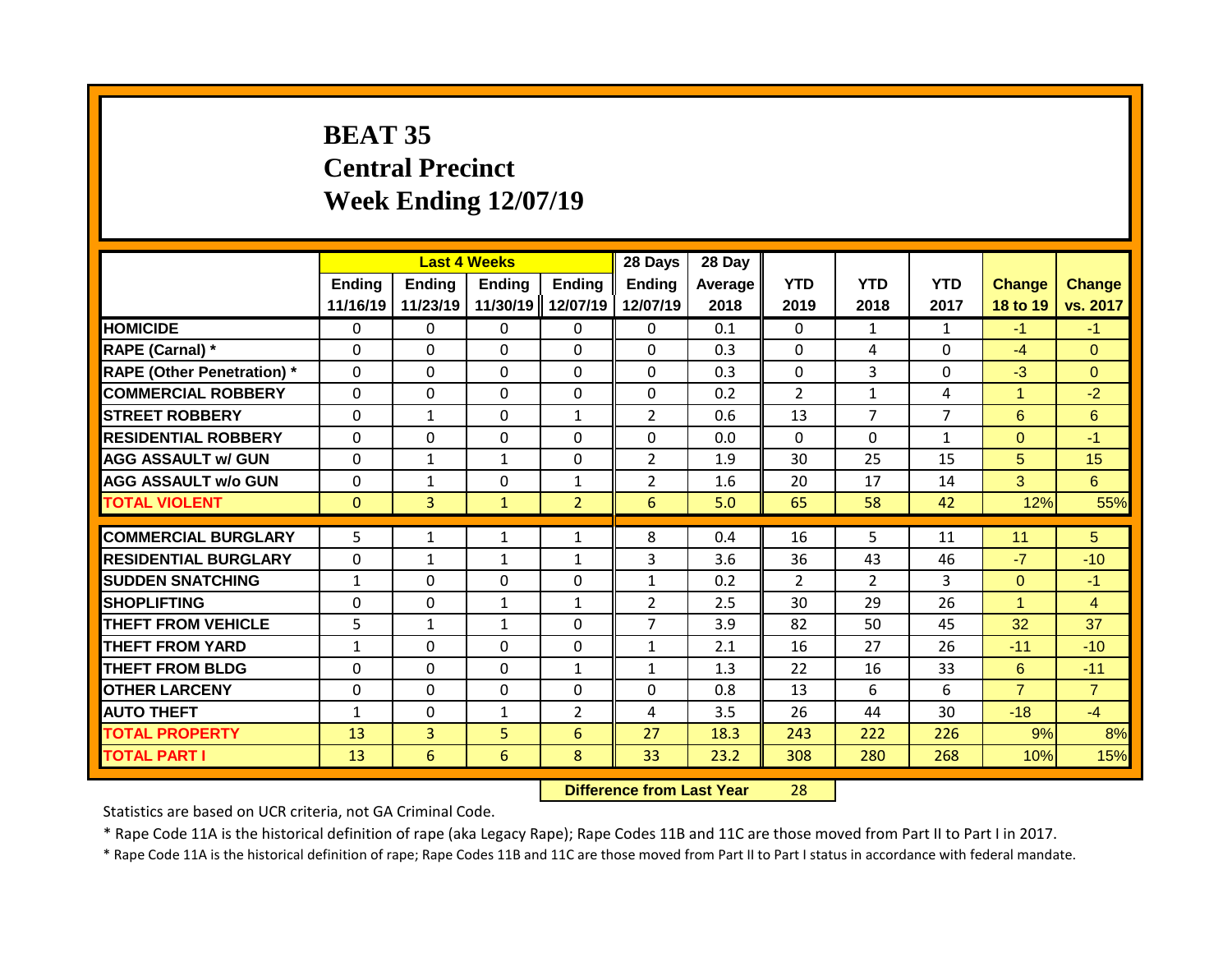# BEAT 35
## Central Precinct
## Week Ending 12/07/19

| | Last 4 Weeks | | | | 28 Days | 28 Day | | | | | |
|---|---|---|---|---|---|---|---|---|---|---|---|
| | Ending 11/16/19 | Ending 11/23/19 | Ending 11/30/19 | Ending 12/07/19 | Ending 12/07/19 | Average 2018 | YTD 2019 | YTD 2018 | YTD 2017 | Change 18 to 19 | Change vs. 2017 |
| HOMICIDE | 0 | 0 | 0 | 0 | 0 | 0.1 | 0 | 1 | 1 | -1 | -1 |
| RAPE (Carnal) * | 0 | 0 | 0 | 0 | 0 | 0.3 | 0 | 4 | 0 | -4 | 0 |
| RAPE (Other Penetration) * | 0 | 0 | 0 | 0 | 0 | 0.3 | 0 | 3 | 0 | -3 | 0 |
| COMMERCIAL ROBBERY | 0 | 0 | 0 | 0 | 0 | 0.2 | 2 | 1 | 4 | 1 | -2 |
| STREET ROBBERY | 0 | 1 | 0 | 1 | 2 | 0.6 | 13 | 7 | 7 | 6 | 6 |
| RESIDENTIAL ROBBERY | 0 | 0 | 0 | 0 | 0 | 0.0 | 0 | 0 | 1 | 0 | -1 |
| AGG ASSAULT w/ GUN | 0 | 1 | 1 | 0 | 2 | 1.9 | 30 | 25 | 15 | 5 | 15 |
| AGG ASSAULT w/o GUN | 0 | 1 | 0 | 1 | 2 | 1.6 | 20 | 17 | 14 | 3 | 6 |
| TOTAL VIOLENT | 0 | 3 | 1 | 2 | 6 | 5.0 | 65 | 58 | 42 | 12% | 55% |
| COMMERCIAL BURGLARY | 5 | 1 | 1 | 1 | 8 | 0.4 | 16 | 5 | 11 | 11 | 5 |
| RESIDENTIAL BURGLARY | 0 | 1 | 1 | 1 | 3 | 3.6 | 36 | 43 | 46 | -7 | -10 |
| SUDDEN SNATCHING | 1 | 0 | 0 | 0 | 1 | 0.2 | 2 | 2 | 3 | 0 | -1 |
| SHOPLIFTING | 0 | 0 | 1 | 1 | 2 | 2.5 | 30 | 29 | 26 | 1 | 4 |
| THEFT FROM VEHICLE | 5 | 1 | 1 | 0 | 7 | 3.9 | 82 | 50 | 45 | 32 | 37 |
| THEFT FROM YARD | 1 | 0 | 0 | 0 | 1 | 2.1 | 16 | 27 | 26 | -11 | -10 |
| THEFT FROM BLDG | 0 | 0 | 0 | 1 | 1 | 1.3 | 22 | 16 | 33 | 6 | -11 |
| OTHER LARCENY | 0 | 0 | 0 | 0 | 0 | 0.8 | 13 | 6 | 6 | 7 | 7 |
| AUTO THEFT | 1 | 0 | 1 | 2 | 4 | 3.5 | 26 | 44 | 30 | -18 | -4 |
| TOTAL PROPERTY | 13 | 3 | 5 | 6 | 27 | 18.3 | 243 | 222 | 226 | 9% | 8% |
| TOTAL PART I | 13 | 6 | 6 | 8 | 33 | 23.2 | 308 | 280 | 268 | 10% | 15% |

**Difference from Last Year** 28

Statistics are based on UCR criteria, not GA Criminal Code.

* Rape Code 11A is the historical definition of rape (aka Legacy Rape); Rape Codes 11B and 11C are those moved from Part II to Part I in 2017.

* Rape Code 11A is the historical definition of rape; Rape Codes 11B and 11C are those moved from Part II to Part I status in accordance with federal mandate.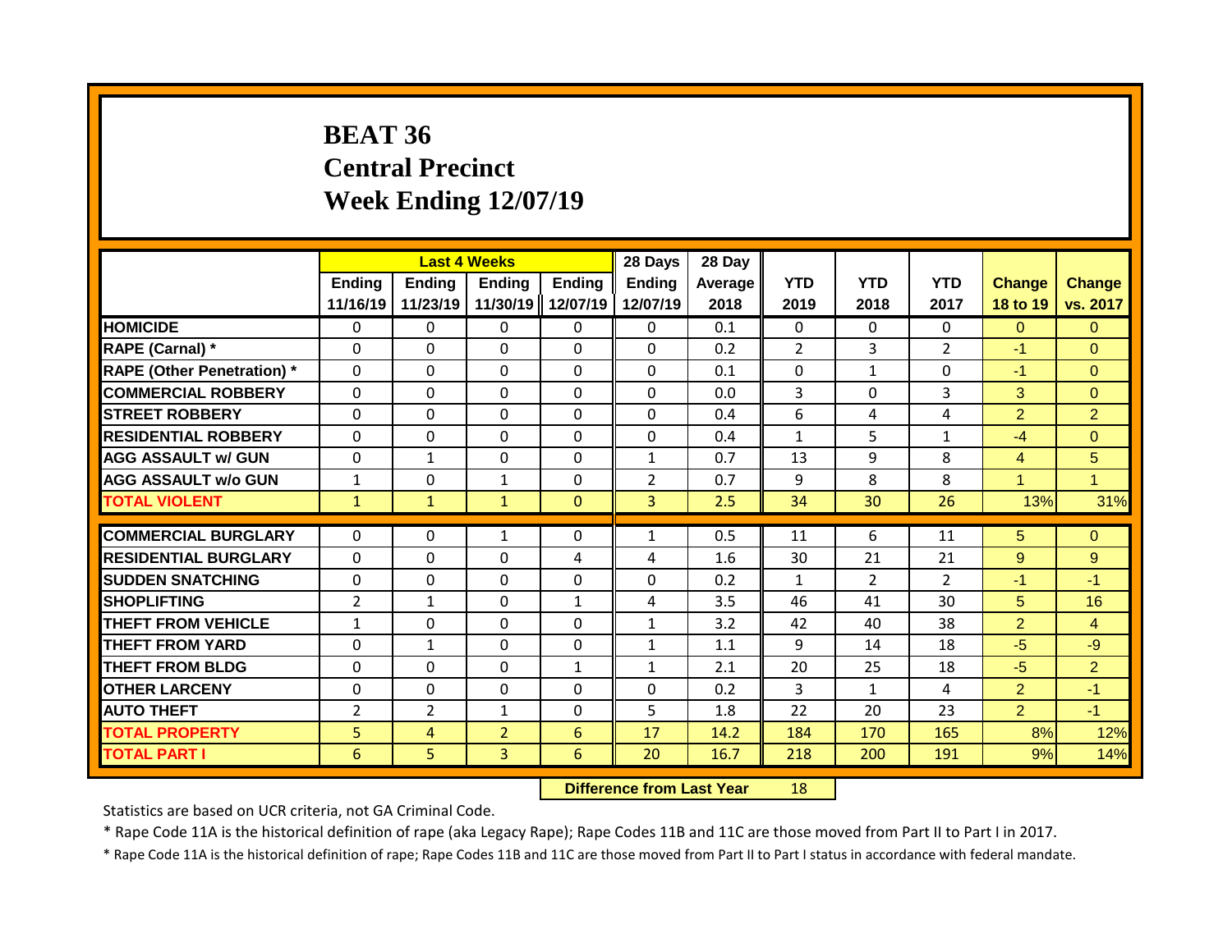# BEAT 36
# Central Precinct
# Week Ending 12/07/19

| | Last 4 Weeks | | | | 28 Days | 28 Day | | | | | |
|---|---|---|---|---|---|---|---|---|---|---|---|
| | Ending 11/16/19 | Ending 11/23/19 | Ending 11/30/19 | Ending 12/07/19 | Ending 12/07/19 | Average 2018 | YTD 2019 | YTD 2018 | YTD 2017 | Change 18 to 19 | Change vs. 2017 |
| HOMICIDE | 0 | 0 | 0 | 0 | 0 | 0.1 | 0 | 0 | 0 | 0 | 0 |
| RAPE (Carnal) * | 0 | 0 | 0 | 0 | 0 | 0.2 | 2 | 3 | 2 | -1 | 0 |
| RAPE (Other Penetration) * | 0 | 0 | 0 | 0 | 0 | 0.1 | 0 | 1 | 0 | -1 | 0 |
| COMMERCIAL ROBBERY | 0 | 0 | 0 | 0 | 0 | 0.0 | 3 | 0 | 3 | 3 | 0 |
| STREET ROBBERY | 0 | 0 | 0 | 0 | 0 | 0.4 | 6 | 4 | 4 | 2 | 2 |
| RESIDENTIAL ROBBERY | 0 | 0 | 0 | 0 | 0 | 0.4 | 1 | 5 | 1 | -4 | 0 |
| AGG ASSAULT w/ GUN | 0 | 1 | 0 | 0 | 1 | 0.7 | 13 | 9 | 8 | 4 | 5 |
| AGG ASSAULT w/o GUN | 1 | 0 | 1 | 0 | 2 | 0.7 | 9 | 8 | 8 | 1 | 1 |
| TOTAL VIOLENT | 1 | 1 | 1 | 0 | 3 | 2.5 | 34 | 30 | 26 | 13% | 31% |
| COMMERCIAL BURGLARY | 0 | 0 | 1 | 0 | 1 | 0.5 | 11 | 6 | 11 | 5 | 0 |
| RESIDENTIAL BURGLARY | 0 | 0 | 0 | 4 | 4 | 1.6 | 30 | 21 | 21 | 9 | 9 |
| SUDDEN SNATCHING | 0 | 0 | 0 | 0 | 0 | 0.2 | 1 | 2 | 2 | -1 | -1 |
| SHOPLIFTING | 2 | 1 | 0 | 1 | 4 | 3.5 | 46 | 41 | 30 | 5 | 16 |
| THEFT FROM VEHICLE | 1 | 0 | 0 | 0 | 1 | 3.2 | 42 | 40 | 38 | 2 | 4 |
| THEFT FROM YARD | 0 | 1 | 0 | 0 | 1 | 1.1 | 9 | 14 | 18 | -5 | -9 |
| THEFT FROM BLDG | 0 | 0 | 0 | 1 | 1 | 2.1 | 20 | 25 | 18 | -5 | 2 |
| OTHER LARCENY | 0 | 0 | 0 | 0 | 0 | 0.2 | 3 | 1 | 4 | 2 | -1 |
| AUTO THEFT | 2 | 2 | 1 | 0 | 5 | 1.8 | 22 | 20 | 23 | 2 | -1 |
| TOTAL PROPERTY | 5 | 4 | 2 | 6 | 17 | 14.2 | 184 | 170 | 165 | 8% | 12% |
| TOTAL PART I | 6 | 5 | 3 | 6 | 20 | 16.7 | 218 | 200 | 191 | 9% | 14% |

**Difference from Last Year** 18

Statistics are based on UCR criteria, not GA Criminal Code.

* Rape Code 11A is the historical definition of rape (aka Legacy Rape); Rape Codes 11B and 11C are those moved from Part II to Part I in 2017.

* Rape Code 11A is the historical definition of rape; Rape Codes 11B and 11C are those moved from Part II to Part I status in accordance with federal mandate.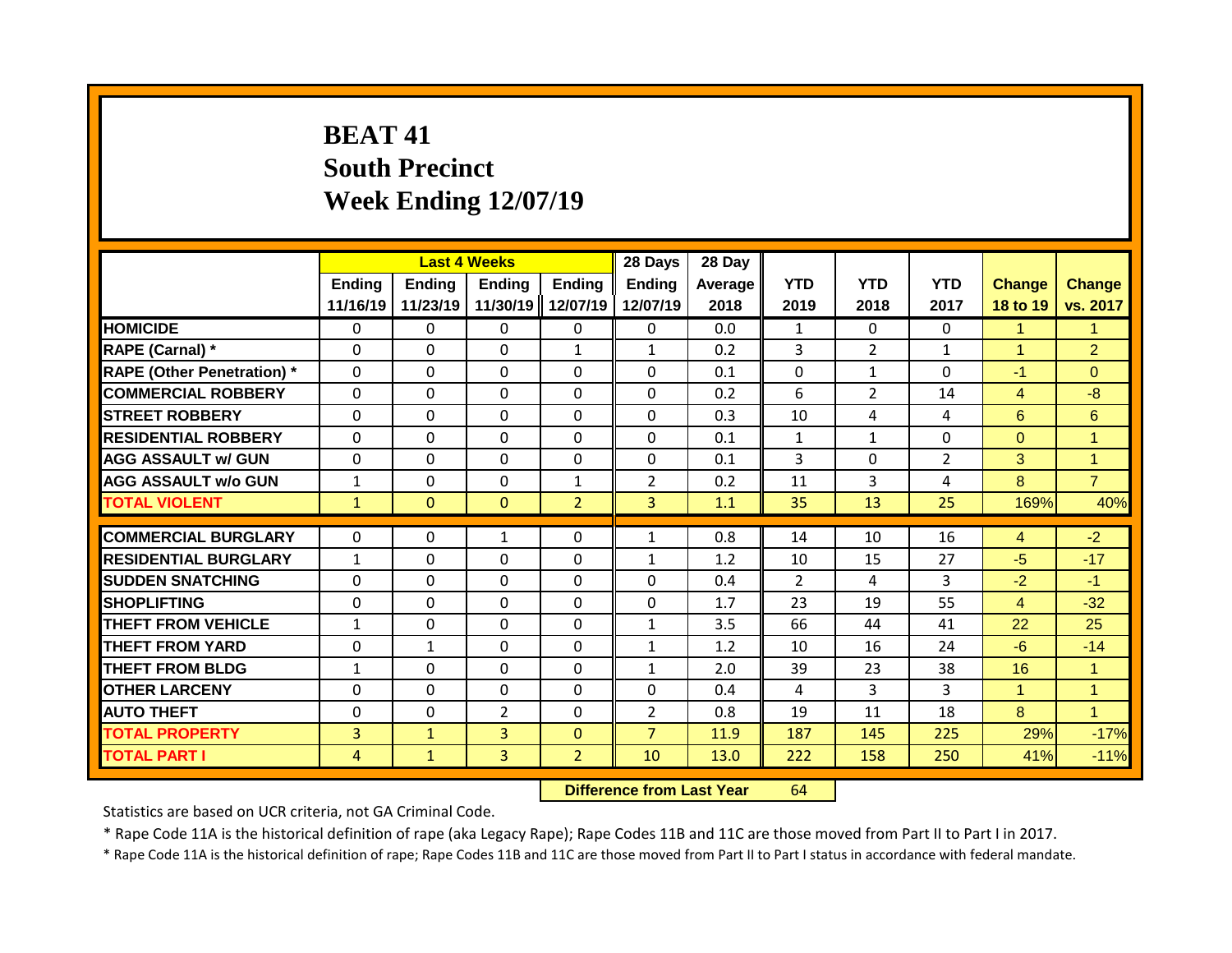# BEAT 41
# South Precinct
# Week Ending 12/07/19

| | Last 4 Weeks | | | | 28 Days | 28 Day | | | | | |
|---|---|---|---|---|---|---|---|---|---|---|---|
| | Ending 11/16/19 | Ending 11/23/19 | Ending 11/30/19 | Ending 12/07/19 | Ending 12/07/19 | Average 2018 | YTD 2019 | YTD 2018 | YTD 2017 | Change 18 to 19 | Change vs. 2017 |
| HOMICIDE | 0 | 0 | 0 | 0 | 0 | 0.0 | 1 | 0 | 0 | 1 | 1 |
| RAPE (Carnal) * | 0 | 0 | 0 | 1 | 1 | 0.2 | 3 | 2 | 1 | 1 | 2 |
| RAPE (Other Penetration) * | 0 | 0 | 0 | 0 | 0 | 0.1 | 0 | 1 | 0 | -1 | 0 |
| COMMERCIAL ROBBERY | 0 | 0 | 0 | 0 | 0 | 0.2 | 6 | 2 | 14 | 4 | -8 |
| STREET ROBBERY | 0 | 0 | 0 | 0 | 0 | 0.3 | 10 | 4 | 4 | 6 | 6 |
| RESIDENTIAL ROBBERY | 0 | 0 | 0 | 0 | 0 | 0.1 | 1 | 1 | 0 | 0 | 1 |
| AGG ASSAULT w/ GUN | 0 | 0 | 0 | 0 | 0 | 0.1 | 3 | 0 | 2 | 3 | 1 |
| AGG ASSAULT w/o GUN | 1 | 0 | 0 | 1 | 2 | 0.2 | 11 | 3 | 4 | 8 | 7 |
| TOTAL VIOLENT | 1 | 0 | 0 | 2 | 3 | 1.1 | 35 | 13 | 25 | 169% | 40% |
| COMMERCIAL BURGLARY | 0 | 0 | 1 | 0 | 1 | 0.8 | 14 | 10 | 16 | 4 | -2 |
| RESIDENTIAL BURGLARY | 1 | 0 | 0 | 0 | 1 | 1.2 | 10 | 15 | 27 | -5 | -17 |
| SUDDEN SNATCHING | 0 | 0 | 0 | 0 | 0 | 0.4 | 2 | 4 | 3 | -2 | -1 |
| SHOPLIFTING | 0 | 0 | 0 | 0 | 0 | 1.7 | 23 | 19 | 55 | 4 | -32 |
| THEFT FROM VEHICLE | 1 | 0 | 0 | 0 | 1 | 3.5 | 66 | 44 | 41 | 22 | 25 |
| THEFT FROM YARD | 0 | 1 | 0 | 0 | 1 | 1.2 | 10 | 16 | 24 | -6 | -14 |
| THEFT FROM BLDG | 1 | 0 | 0 | 0 | 1 | 2.0 | 39 | 23 | 38 | 16 | 1 |
| OTHER LARCENY | 0 | 0 | 0 | 0 | 0 | 0.4 | 4 | 3 | 3 | 1 | 1 |
| AUTO THEFT | 0 | 0 | 2 | 0 | 2 | 0.8 | 19 | 11 | 18 | 8 | 1 |
| TOTAL PROPERTY | 3 | 1 | 3 | 0 | 7 | 11.9 | 187 | 145 | 225 | 29% | -17% |
| TOTAL PART I | 4 | 1 | 3 | 2 | 10 | 13.0 | 222 | 158 | 250 | 41% | -11% |

**Difference from Last Year** 64

Statistics are based on UCR criteria, not GA Criminal Code.

* Rape Code 11A is the historical definition of rape (aka Legacy Rape); Rape Codes 11B and 11C are those moved from Part II to Part I in 2017.

* Rape Code 11A is the historical definition of rape; Rape Codes 11B and 11C are those moved from Part II to Part I status in accordance with federal mandate.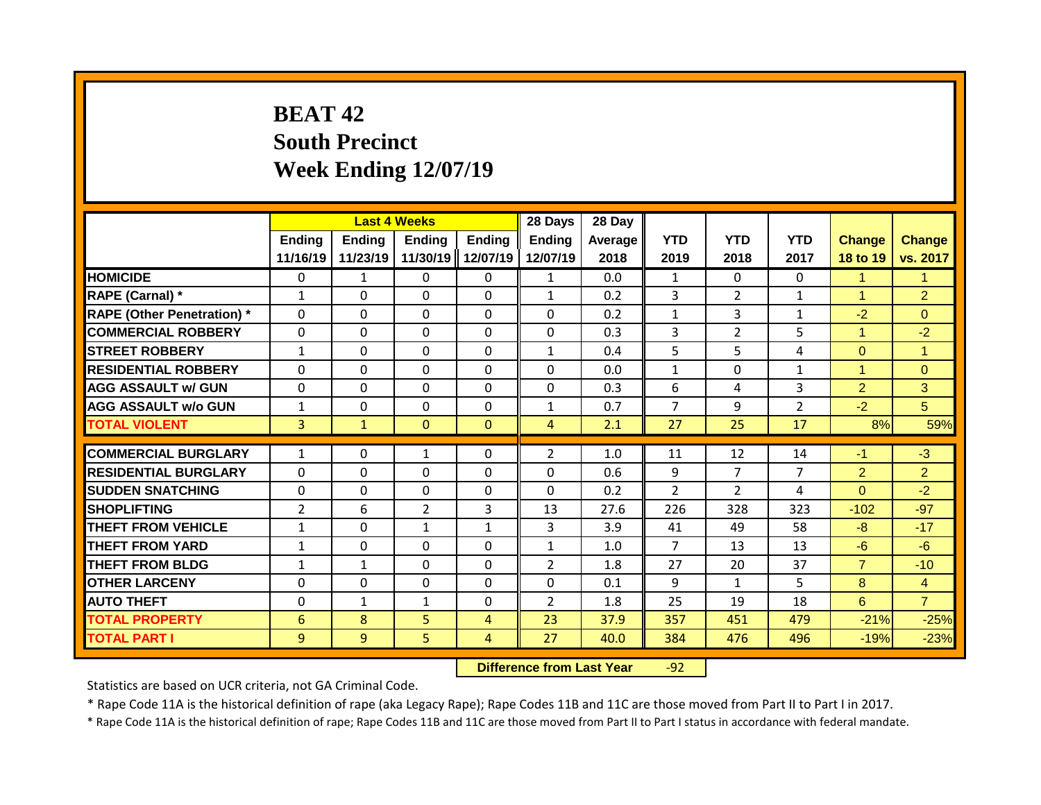# BEAT 42
## South Precinct
## Week Ending 12/07/19

| | Last 4 Weeks | | | | 28 Days | 28 Day | | | | | |
|---|---|---|---|---|---|---|---|---|---|---|---|
| | Ending 11/16/19 | Ending 11/23/19 | Ending 11/30/19 | Ending 12/07/19 | Ending 12/07/19 | Average 2018 | YTD 2019 | YTD 2018 | YTD 2017 | Change 18 to 19 | Change vs. 2017 |
| HOMICIDE | 0 | 1 | 0 | 0 | 1 | 0.0 | 1 | 0 | 0 | 1 | 1 |
| RAPE (Carnal) * | 1 | 0 | 0 | 0 | 1 | 0.2 | 3 | 2 | 1 | 1 | 2 |
| RAPE (Other Penetration) * | 0 | 0 | 0 | 0 | 0 | 0.2 | 1 | 3 | 1 | -2 | 0 |
| COMMERCIAL ROBBERY | 0 | 0 | 0 | 0 | 0 | 0.3 | 3 | 2 | 5 | 1 | -2 |
| STREET ROBBERY | 1 | 0 | 0 | 0 | 1 | 0.4 | 5 | 5 | 4 | 0 | 1 |
| RESIDENTIAL ROBBERY | 0 | 0 | 0 | 0 | 0 | 0.0 | 1 | 0 | 1 | 1 | 0 |
| AGG ASSAULT w/ GUN | 0 | 0 | 0 | 0 | 0 | 0.3 | 6 | 4 | 3 | 2 | 3 |
| AGG ASSAULT w/o GUN | 1 | 0 | 0 | 0 | 1 | 0.7 | 7 | 9 | 2 | -2 | 5 |
| TOTAL VIOLENT | 3 | 1 | 0 | 0 | 4 | 2.1 | 27 | 25 | 17 | 8% | 59% |
| COMMERCIAL BURGLARY | 1 | 0 | 1 | 0 | 2 | 1.0 | 11 | 12 | 14 | -1 | -3 |
| RESIDENTIAL BURGLARY | 0 | 0 | 0 | 0 | 0 | 0.6 | 9 | 7 | 7 | 2 | 2 |
| SUDDEN SNATCHING | 0 | 0 | 0 | 0 | 0 | 0.2 | 2 | 2 | 4 | 0 | -2 |
| SHOPLIFTING | 2 | 6 | 2 | 3 | 13 | 27.6 | 226 | 328 | 323 | -102 | -97 |
| THEFT FROM VEHICLE | 1 | 0 | 1 | 1 | 3 | 3.9 | 41 | 49 | 58 | -8 | -17 |
| THEFT FROM YARD | 1 | 0 | 0 | 0 | 1 | 1.0 | 7 | 13 | 13 | -6 | -6 |
| THEFT FROM BLDG | 1 | 1 | 0 | 0 | 2 | 1.8 | 27 | 20 | 37 | 7 | -10 |
| OTHER LARCENY | 0 | 0 | 0 | 0 | 0 | 0.1 | 9 | 1 | 5 | 8 | 4 |
| AUTO THEFT | 0 | 1 | 1 | 0 | 2 | 1.8 | 25 | 19 | 18 | 6 | 7 |
| TOTAL PROPERTY | 6 | 8 | 5 | 4 | 23 | 37.9 | 357 | 451 | 479 | -21% | -25% |
| TOTAL PART I | 9 | 9 | 5 | 4 | 27 | 40.0 | 384 | 476 | 496 | -19% | -23% |

**Difference from Last Year** -92

Statistics are based on UCR criteria, not GA Criminal Code.

* Rape Code 11A is the historical definition of rape (aka Legacy Rape); Rape Codes 11B and 11C are those moved from Part II to Part I in 2017.

* Rape Code 11A is the historical definition of rape; Rape Codes 11B and 11C are those moved from Part II to Part I status in accordance with federal mandate.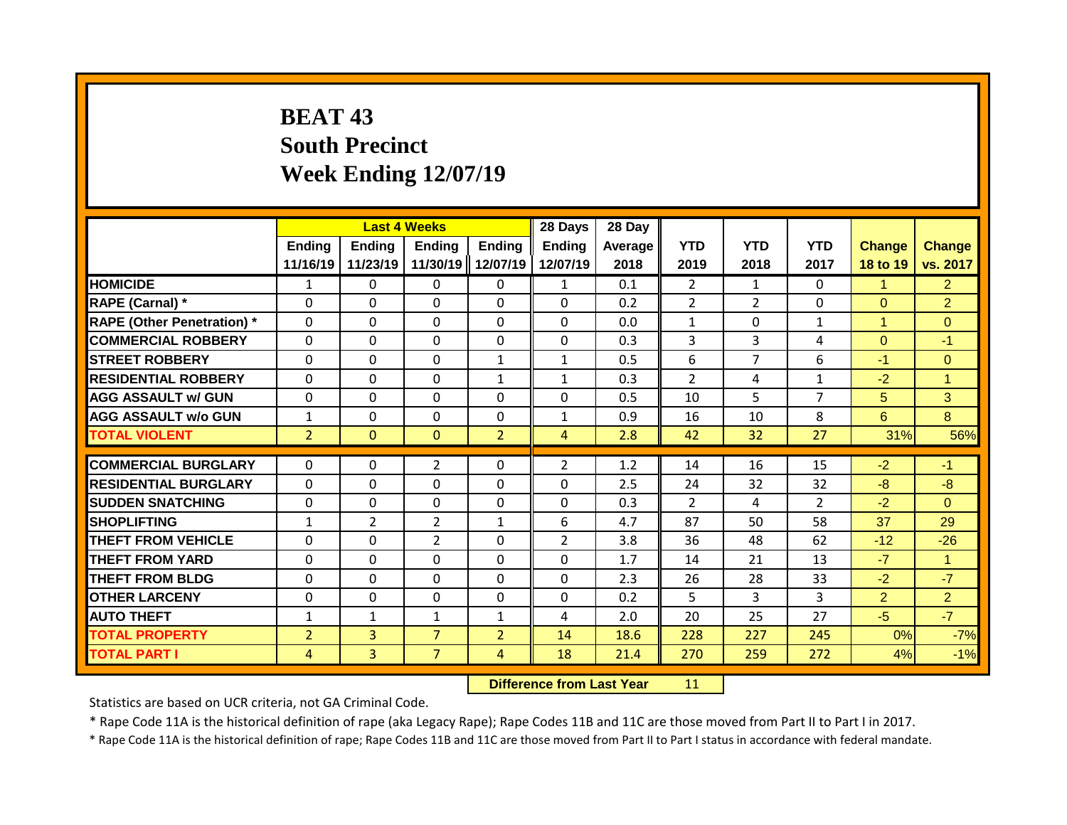# BEAT 43
## South Precinct
## Week Ending 12/07/19

| | Last 4 Weeks | | | | 28 Days | 28 Day | | | | | |
|---|---|---|---|---|---|---|---|---|---|---|---|
| | Ending 11/16/19 | Ending 11/23/19 | Ending 11/30/19 | Ending 12/07/19 | Ending 12/07/19 | Average 2018 | YTD 2019 | YTD 2018 | YTD 2017 | Change 18 to 19 | Change vs. 2017 |
| **HOMICIDE** | 1 | 0 | 0 | 0 | 1 | 0.1 | 2 | 1 | 0 | 1 | 2 |
| **RAPE (Carnal) *** | 0 | 0 | 0 | 0 | 0 | 0.2 | 2 | 2 | 0 | 0 | 2 |
| **RAPE (Other Penetration) *** | 0 | 0 | 0 | 0 | 0 | 0.0 | 1 | 0 | 1 | 1 | 0 |
| **COMMERCIAL ROBBERY** | 0 | 0 | 0 | 0 | 0 | 0.3 | 3 | 3 | 4 | 0 | -1 |
| **STREET ROBBERY** | 0 | 0 | 0 | 1 | 1 | 0.5 | 6 | 7 | 6 | -1 | 0 |
| **RESIDENTIAL ROBBERY** | 0 | 0 | 0 | 1 | 1 | 0.3 | 2 | 4 | 1 | -2 | 1 |
| **AGG ASSAULT w/ GUN** | 0 | 0 | 0 | 0 | 0 | 0.5 | 10 | 5 | 7 | 5 | 3 |
| **AGG ASSAULT w/o GUN** | 1 | 0 | 0 | 0 | 1 | 0.9 | 16 | 10 | 8 | 6 | 8 |
| **TOTAL VIOLENT** | 2 | 0 | 0 | 2 | 4 | 2.8 | 42 | 32 | 27 | 31% | 56% |
| **COMMERCIAL BURGLARY** | 0 | 0 | 2 | 0 | 2 | 1.2 | 14 | 16 | 15 | -2 | -1 |
| **RESIDENTIAL BURGLARY** | 0 | 0 | 0 | 0 | 0 | 2.5 | 24 | 32 | 32 | -8 | -8 |
| **SUDDEN SNATCHING** | 0 | 0 | 0 | 0 | 0 | 0.3 | 2 | 4 | 2 | -2 | 0 |
| **SHOPLIFTING** | 1 | 2 | 2 | 1 | 6 | 4.7 | 87 | 50 | 58 | 37 | 29 |
| **THEFT FROM VEHICLE** | 0 | 0 | 2 | 0 | 2 | 3.8 | 36 | 48 | 62 | -12 | -26 |
| **THEFT FROM YARD** | 0 | 0 | 0 | 0 | 0 | 1.7 | 14 | 21 | 13 | -7 | 1 |
| **THEFT FROM BLDG** | 0 | 0 | 0 | 0 | 0 | 2.3 | 26 | 28 | 33 | -2 | -7 |
| **OTHER LARCENY** | 0 | 0 | 0 | 0 | 0 | 0.2 | 5 | 3 | 3 | 2 | 2 |
| **AUTO THEFT** | 1 | 1 | 1 | 1 | 4 | 2.0 | 20 | 25 | 27 | -5 | -7 |
| **TOTAL PROPERTY** | 2 | 3 | 7 | 2 | 14 | 18.6 | 228 | 227 | 245 | 0% | -7% |
| **TOTAL PART I** | 4 | 3 | 7 | 4 | 18 | 21.4 | 270 | 259 | 272 | 4% | -1% |

**Difference from Last Year** 11

Statistics are based on UCR criteria, not GA Criminal Code.

* Rape Code 11A is the historical definition of rape (aka Legacy Rape); Rape Codes 11B and 11C are those moved from Part II to Part I in 2017.

* Rape Code 11A is the historical definition of rape; Rape Codes 11B and 11C are those moved from Part II to Part I status in accordance with federal mandate.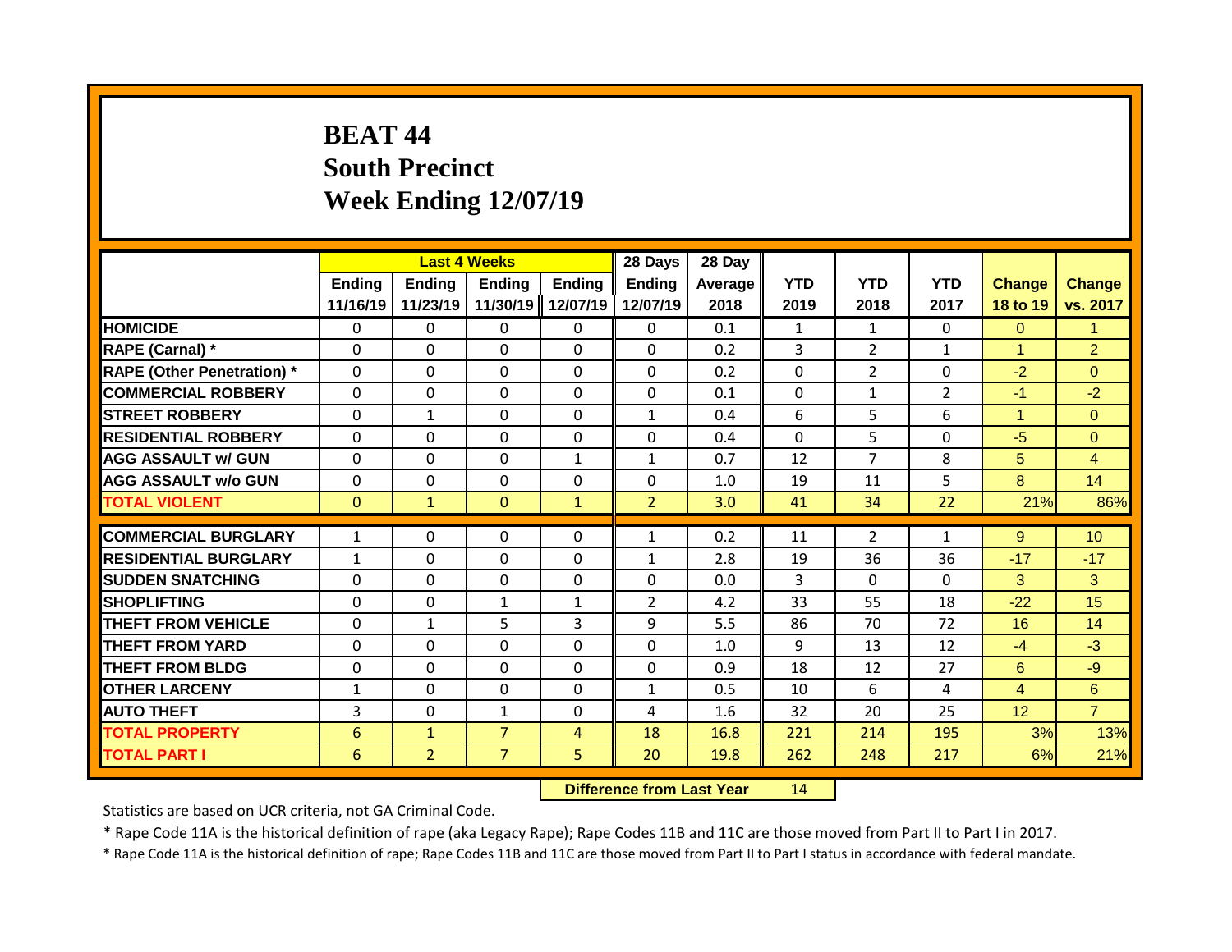# BEAT 44
## South Precinct
## Week Ending 12/07/19

| | Last 4 Weeks | | | | 28 Days | 28 Day | | | | | |
|---|---|---|---|---|---|---|---|---|---|---|---|
| | Ending 11/16/19 | Ending 11/23/19 | Ending 11/30/19 | Ending 12/07/19 | Ending 12/07/19 | Average 2018 | YTD 2019 | YTD 2018 | YTD 2017 | Change 18 to 19 | Change vs. 2017 |
| HOMICIDE | 0 | 0 | 0 | 0 | 0 | 0.1 | 1 | 1 | 0 | 0 | 1 |
| RAPE (Carnal) * | 0 | 0 | 0 | 0 | 0 | 0.2 | 3 | 2 | 1 | 1 | 2 |
| RAPE (Other Penetration) * | 0 | 0 | 0 | 0 | 0 | 0.2 | 0 | 2 | 0 | -2 | 0 |
| COMMERCIAL ROBBERY | 0 | 0 | 0 | 0 | 0 | 0.1 | 0 | 1 | 2 | -1 | -2 |
| STREET ROBBERY | 0 | 1 | 0 | 0 | 1 | 0.4 | 6 | 5 | 6 | 1 | 0 |
| RESIDENTIAL ROBBERY | 0 | 0 | 0 | 0 | 0 | 0.4 | 0 | 5 | 0 | -5 | 0 |
| AGG ASSAULT w/ GUN | 0 | 0 | 0 | 1 | 1 | 0.7 | 12 | 7 | 8 | 5 | 4 |
| AGG ASSAULT w/o GUN | 0 | 0 | 0 | 0 | 0 | 1.0 | 19 | 11 | 5 | 8 | 14 |
| TOTAL VIOLENT | 0 | 1 | 0 | 1 | 2 | 3.0 | 41 | 34 | 22 | 21% | 86% |
| COMMERCIAL BURGLARY | 1 | 0 | 0 | 0 | 1 | 0.2 | 11 | 2 | 1 | 9 | 10 |
| RESIDENTIAL BURGLARY | 1 | 0 | 0 | 0 | 1 | 2.8 | 19 | 36 | 36 | -17 | -17 |
| SUDDEN SNATCHING | 0 | 0 | 0 | 0 | 0 | 0.0 | 3 | 0 | 0 | 3 | 3 |
| SHOPLIFTING | 0 | 0 | 1 | 1 | 2 | 4.2 | 33 | 55 | 18 | -22 | 15 |
| THEFT FROM VEHICLE | 0 | 1 | 5 | 3 | 9 | 5.5 | 86 | 70 | 72 | 16 | 14 |
| THEFT FROM YARD | 0 | 0 | 0 | 0 | 0 | 1.0 | 9 | 13 | 12 | -4 | -3 |
| THEFT FROM BLDG | 0 | 0 | 0 | 0 | 0 | 0.9 | 18 | 12 | 27 | 6 | -9 |
| OTHER LARCENY | 1 | 0 | 0 | 0 | 1 | 0.5 | 10 | 6 | 4 | 4 | 6 |
| AUTO THEFT | 3 | 0 | 1 | 0 | 4 | 1.6 | 32 | 20 | 25 | 12 | 7 |
| TOTAL PROPERTY | 6 | 1 | 7 | 4 | 18 | 16.8 | 221 | 214 | 195 | 3% | 13% |
| TOTAL PART I | 6 | 2 | 7 | 5 | 20 | 19.8 | 262 | 248 | 217 | 6% | 21% |

**Difference from Last Year** 14

Statistics are based on UCR criteria, not GA Criminal Code.

* Rape Code 11A is the historical definition of rape (aka Legacy Rape); Rape Codes 11B and 11C are those moved from Part II to Part I in 2017.

* Rape Code 11A is the historical definition of rape; Rape Codes 11B and 11C are those moved from Part II to Part I status in accordance with federal mandate.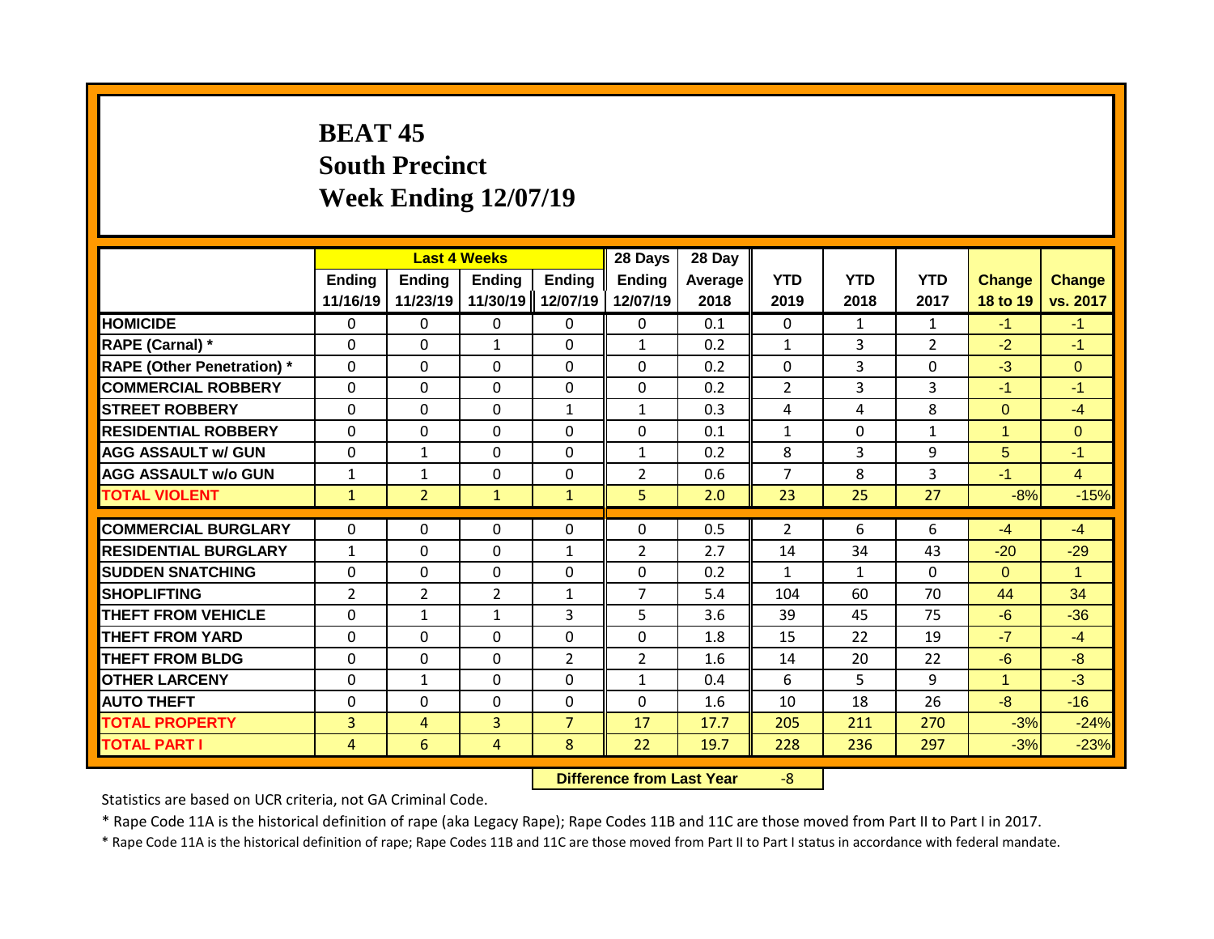# BEAT 45
## South Precinct
## Week Ending 12/07/19

| | Last 4 Weeks | | | | 28 Days | 28 Day | | | | | |
|---|---|---|---|---|---|---|---|---|---|---|---|
| | Ending 11/16/19 | Ending 11/23/19 | Ending 11/30/19 | Ending 12/07/19 | Ending 12/07/19 | Average 2018 | YTD 2019 | YTD 2018 | YTD 2017 | Change 18 to 19 | Change vs. 2017 |
| **HOMICIDE** | 0 | 0 | 0 | 0 | 0 | 0.1 | 0 | 1 | 1 | -1 | -1 |
| **RAPE (Carnal) *** | 0 | 0 | 1 | 0 | 1 | 0.2 | 1 | 3 | 2 | -2 | -1 |
| **RAPE (Other Penetration) *** | 0 | 0 | 0 | 0 | 0 | 0.2 | 0 | 3 | 0 | -3 | 0 |
| **COMMERCIAL ROBBERY** | 0 | 0 | 0 | 0 | 0 | 0.2 | 2 | 3 | 3 | -1 | -1 |
| **STREET ROBBERY** | 0 | 0 | 0 | 1 | 1 | 0.3 | 4 | 4 | 8 | 0 | -4 |
| **RESIDENTIAL ROBBERY** | 0 | 0 | 0 | 0 | 0 | 0.1 | 1 | 0 | 1 | 1 | 0 |
| **AGG ASSAULT w/ GUN** | 0 | 1 | 0 | 0 | 1 | 0.2 | 8 | 3 | 9 | 5 | -1 |
| **AGG ASSAULT w/o GUN** | 1 | 1 | 0 | 0 | 2 | 0.6 | 7 | 8 | 3 | -1 | 4 |
| **TOTAL VIOLENT** | 1 | 2 | 1 | 1 | 5 | 2.0 | 23 | 25 | 27 | -8% | -15% |
| **COMMERCIAL BURGLARY** | 0 | 0 | 0 | 0 | 0 | 0.5 | 2 | 6 | 6 | -4 | -4 |
| **RESIDENTIAL BURGLARY** | 1 | 0 | 0 | 1 | 2 | 2.7 | 14 | 34 | 43 | -20 | -29 |
| **SUDDEN SNATCHING** | 0 | 0 | 0 | 0 | 0 | 0.2 | 1 | 1 | 0 | 0 | 1 |
| **SHOPLIFTING** | 2 | 2 | 2 | 1 | 7 | 5.4 | 104 | 60 | 70 | 44 | 34 |
| **THEFT FROM VEHICLE** | 0 | 1 | 1 | 3 | 5 | 3.6 | 39 | 45 | 75 | -6 | -36 |
| **THEFT FROM YARD** | 0 | 0 | 0 | 0 | 0 | 1.8 | 15 | 22 | 19 | -7 | -4 |
| **THEFT FROM BLDG** | 0 | 0 | 0 | 2 | 2 | 1.6 | 14 | 20 | 22 | -6 | -8 |
| **OTHER LARCENY** | 0 | 1 | 0 | 0 | 1 | 0.4 | 6 | 5 | 9 | 1 | -3 |
| **AUTO THEFT** | 0 | 0 | 0 | 0 | 0 | 1.6 | 10 | 18 | 26 | -8 | -16 |
| **TOTAL PROPERTY** | 3 | 4 | 3 | 7 | 17 | 17.7 | 205 | 211 | 270 | -3% | -24% |
| **TOTAL PART I** | 4 | 6 | 4 | 8 | 22 | 19.7 | 228 | 236 | 297 | -3% | -23% |

**Difference from Last Year** -8

Statistics are based on UCR criteria, not GA Criminal Code.

* Rape Code 11A is the historical definition of rape (aka Legacy Rape); Rape Codes 11B and 11C are those moved from Part II to Part I in 2017.

* Rape Code 11A is the historical definition of rape; Rape Codes 11B and 11C are those moved from Part II to Part I status in accordance with federal mandate.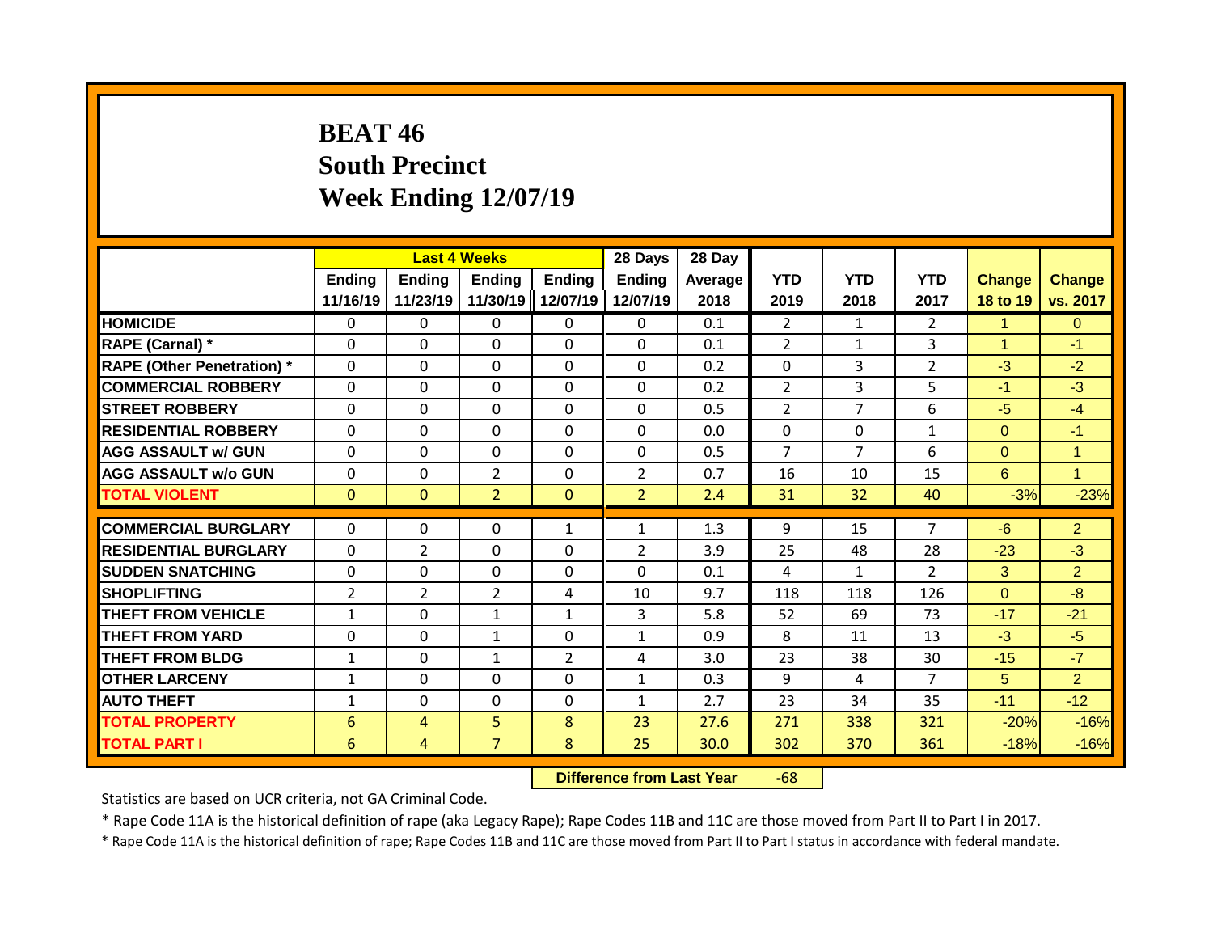# BEAT 46
# South Precinct
# Week Ending 12/07/19

| | Last 4 Weeks | | | | 28 Days | 28 Day | | | | | |
|---|---|---|---|---|---|---|---|---|---|---|---|
| | Ending 11/16/19 | Ending 11/23/19 | Ending 11/30/19 | Ending 12/07/19 | Ending 12/07/19 | Average 2018 | YTD 2019 | YTD 2018 | YTD 2017 | Change 18 to 19 | Change vs. 2017 |
| HOMICIDE | 0 | 0 | 0 | 0 | 0 | 0.1 | 2 | 1 | 2 | 1 | 0 |
| RAPE (Carnal) * | 0 | 0 | 0 | 0 | 0 | 0.1 | 2 | 1 | 3 | 1 | -1 |
| RAPE (Other Penetration) * | 0 | 0 | 0 | 0 | 0 | 0.2 | 0 | 3 | 2 | -3 | -2 |
| COMMERCIAL ROBBERY | 0 | 0 | 0 | 0 | 0 | 0.2 | 2 | 3 | 5 | -1 | -3 |
| STREET ROBBERY | 0 | 0 | 0 | 0 | 0 | 0.5 | 2 | 7 | 6 | -5 | -4 |
| RESIDENTIAL ROBBERY | 0 | 0 | 0 | 0 | 0 | 0.0 | 0 | 0 | 1 | 0 | -1 |
| AGG ASSAULT w/ GUN | 0 | 0 | 0 | 0 | 0 | 0.5 | 7 | 7 | 6 | 0 | 1 |
| AGG ASSAULT w/o GUN | 0 | 0 | 2 | 0 | 2 | 0.7 | 16 | 10 | 15 | 6 | 1 |
| TOTAL VIOLENT | 0 | 0 | 2 | 0 | 2 | 2.4 | 31 | 32 | 40 | -3% | -23% |
| COMMERCIAL BURGLARY | 0 | 0 | 0 | 1 | 1 | 1.3 | 9 | 15 | 7 | -6 | 2 |
| RESIDENTIAL BURGLARY | 0 | 2 | 0 | 0 | 2 | 3.9 | 25 | 48 | 28 | -23 | -3 |
| SUDDEN SNATCHING | 0 | 0 | 0 | 0 | 0 | 0.1 | 4 | 1 | 2 | 3 | 2 |
| SHOPLIFTING | 2 | 2 | 2 | 4 | 10 | 9.7 | 118 | 118 | 126 | 0 | -8 |
| THEFT FROM VEHICLE | 1 | 0 | 1 | 1 | 3 | 5.8 | 52 | 69 | 73 | -17 | -21 |
| THEFT FROM YARD | 0 | 0 | 1 | 0 | 1 | 0.9 | 8 | 11 | 13 | -3 | -5 |
| THEFT FROM BLDG | 1 | 0 | 1 | 2 | 4 | 3.0 | 23 | 38 | 30 | -15 | -7 |
| OTHER LARCENY | 1 | 0 | 0 | 0 | 1 | 0.3 | 9 | 4 | 7 | 5 | 2 |
| AUTO THEFT | 1 | 0 | 0 | 0 | 1 | 2.7 | 23 | 34 | 35 | -11 | -12 |
| TOTAL PROPERTY | 6 | 4 | 5 | 8 | 23 | 27.6 | 271 | 338 | 321 | -20% | -16% |
| TOTAL PART I | 6 | 4 | 7 | 8 | 25 | 30.0 | 302 | 370 | 361 | -18% | -16% |

**Difference from Last Year** -68

Statistics are based on UCR criteria, not GA Criminal Code.

* Rape Code 11A is the historical definition of rape (aka Legacy Rape); Rape Codes 11B and 11C are those moved from Part II to Part I in 2017.

* Rape Code 11A is the historical definition of rape; Rape Codes 11B and 11C are those moved from Part II to Part I status in accordance with federal mandate.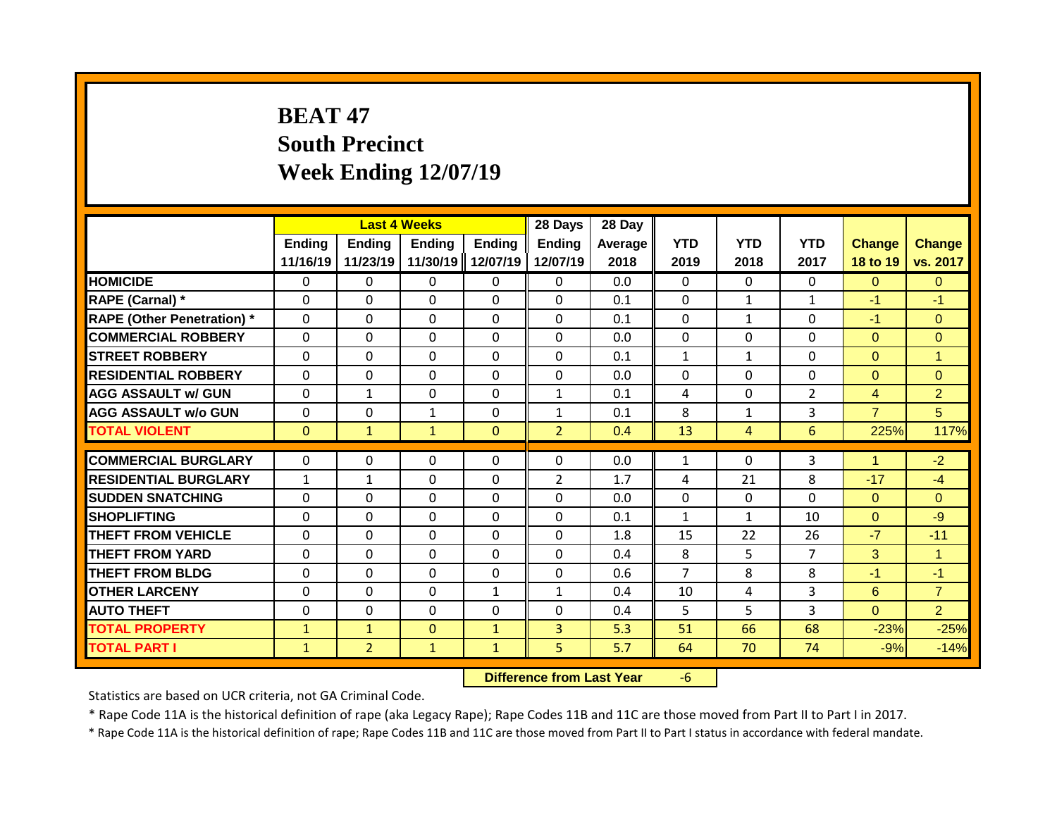# BEAT 47
## South Precinct
## Week Ending 12/07/19

| | Last 4 Weeks | | | | 28 Days | 28 Day | | | | | |
|---|---|---|---|---|---|---|---|---|---|---|---|
| | Ending 11/16/19 | Ending 11/23/19 | Ending 11/30/19 | Ending 12/07/19 | Ending 12/07/19 | Average 2018 | YTD 2019 | YTD 2018 | YTD 2017 | Change 18 to 19 | Change vs. 2017 |
| **HOMICIDE** | 0 | 0 | 0 | 0 | 0 | 0.0 | 0 | 0 | 0 | 0 | 0 |
| **RAPE (Carnal) *** | 0 | 0 | 0 | 0 | 0 | 0.1 | 0 | 1 | 1 | -1 | -1 |
| **RAPE (Other Penetration) *** | 0 | 0 | 0 | 0 | 0 | 0.1 | 0 | 1 | 0 | -1 | 0 |
| **COMMERCIAL ROBBERY** | 0 | 0 | 0 | 0 | 0 | 0.0 | 0 | 0 | 0 | 0 | 0 |
| **STREET ROBBERY** | 0 | 0 | 0 | 0 | 0 | 0.1 | 1 | 1 | 0 | 0 | 1 |
| **RESIDENTIAL ROBBERY** | 0 | 0 | 0 | 0 | 0 | 0.0 | 0 | 0 | 0 | 0 | 0 |
| **AGG ASSAULT w/ GUN** | 0 | 1 | 0 | 0 | 1 | 0.1 | 4 | 0 | 2 | 4 | 2 |
| **AGG ASSAULT w/o GUN** | 0 | 0 | 1 | 0 | 1 | 0.1 | 8 | 1 | 3 | 7 | 5 |
| **TOTAL VIOLENT** | 0 | 1 | 1 | 0 | 2 | 0.4 | 13 | 4 | 6 | 225% | 117% |
| **COMMERCIAL BURGLARY** | 0 | 0 | 0 | 0 | 0 | 0.0 | 1 | 0 | 3 | 1 | -2 |
| **RESIDENTIAL BURGLARY** | 1 | 1 | 0 | 0 | 2 | 1.7 | 4 | 21 | 8 | -17 | -4 |
| **SUDDEN SNATCHING** | 0 | 0 | 0 | 0 | 0 | 0.0 | 0 | 0 | 0 | 0 | 0 |
| **SHOPLIFTING** | 0 | 0 | 0 | 0 | 0 | 0.1 | 1 | 1 | 10 | 0 | -9 |
| **THEFT FROM VEHICLE** | 0 | 0 | 0 | 0 | 0 | 1.8 | 15 | 22 | 26 | -7 | -11 |
| **THEFT FROM YARD** | 0 | 0 | 0 | 0 | 0 | 0.4 | 8 | 5 | 7 | 3 | 1 |
| **THEFT FROM BLDG** | 0 | 0 | 0 | 0 | 0 | 0.6 | 7 | 8 | 8 | -1 | -1 |
| **OTHER LARCENY** | 0 | 0 | 0 | 1 | 1 | 0.4 | 10 | 4 | 3 | 6 | 7 |
| **AUTO THEFT** | 0 | 0 | 0 | 0 | 0 | 0.4 | 5 | 5 | 3 | 0 | 2 |
| **TOTAL PROPERTY** | 1 | 1 | 0 | 1 | 3 | 5.3 | 51 | 66 | 68 | -23% | -25% |
| **TOTAL PART I** | 1 | 2 | 1 | 1 | 5 | 5.7 | 64 | 70 | 74 | -9% | -14% |

**Difference from Last Year** -6

Statistics are based on UCR criteria, not GA Criminal Code.

* Rape Code 11A is the historical definition of rape (aka Legacy Rape); Rape Codes 11B and 11C are those moved from Part II to Part I in 2017.

* Rape Code 11A is the historical definition of rape; Rape Codes 11B and 11C are those moved from Part II to Part I status in accordance with federal mandate.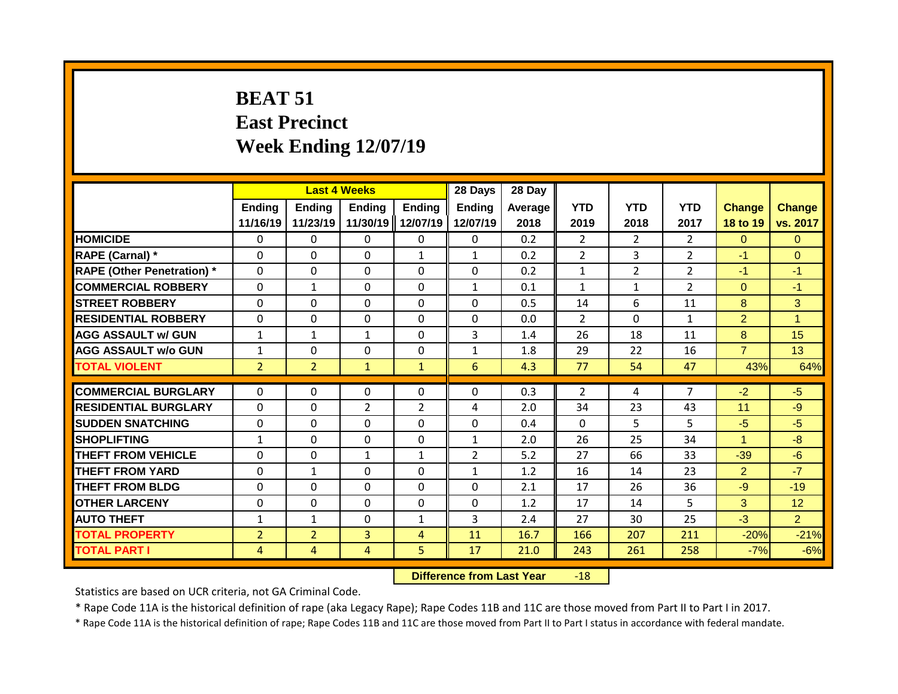# BEAT 51
## East Precinct
## Week Ending 12/07/19

| | Last 4 Weeks | | | | 28 Days | 28 Day | | | | | |
|---|---|---|---|---|---|---|---|---|---|---|---|
| | Ending 11/16/19 | Ending 11/23/19 | Ending 11/30/19 | Ending 12/07/19 | Ending 12/07/19 | Average 2018 | YTD 2019 | YTD 2018 | YTD 2017 | Change 18 to 19 | Change vs. 2017 |
| HOMICIDE | 0 | 0 | 0 | 0 | 0 | 0.2 | 2 | 2 | 2 | 0 | 0 |
| RAPE (Carnal) * | 0 | 0 | 0 | 1 | 1 | 0.2 | 2 | 3 | 2 | -1 | 0 |
| RAPE (Other Penetration) * | 0 | 0 | 0 | 0 | 0 | 0.2 | 1 | 2 | 2 | -1 | -1 |
| COMMERCIAL ROBBERY | 0 | 1 | 0 | 0 | 1 | 0.1 | 1 | 1 | 2 | 0 | -1 |
| STREET ROBBERY | 0 | 0 | 0 | 0 | 0 | 0.5 | 14 | 6 | 11 | 8 | 3 |
| RESIDENTIAL ROBBERY | 0 | 0 | 0 | 0 | 0 | 0.0 | 2 | 0 | 1 | 2 | 1 |
| AGG ASSAULT w/ GUN | 1 | 1 | 1 | 0 | 3 | 1.4 | 26 | 18 | 11 | 8 | 15 |
| AGG ASSAULT w/o GUN | 1 | 0 | 0 | 0 | 1 | 1.8 | 29 | 22 | 16 | 7 | 13 |
| TOTAL VIOLENT | 2 | 2 | 1 | 1 | 6 | 4.3 | 77 | 54 | 47 | 43% | 64% |
| COMMERCIAL BURGLARY | 0 | 0 | 0 | 0 | 0 | 0.3 | 2 | 4 | 7 | -2 | -5 |
| RESIDENTIAL BURGLARY | 0 | 0 | 2 | 2 | 4 | 2.0 | 34 | 23 | 43 | 11 | -9 |
| SUDDEN SNATCHING | 0 | 0 | 0 | 0 | 0 | 0.4 | 0 | 5 | 5 | -5 | -5 |
| SHOPLIFTING | 1 | 0 | 0 | 0 | 1 | 2.0 | 26 | 25 | 34 | 1 | -8 |
| THEFT FROM VEHICLE | 0 | 0 | 1 | 1 | 2 | 5.2 | 27 | 66 | 33 | -39 | -6 |
| THEFT FROM YARD | 0 | 1 | 0 | 0 | 1 | 1.2 | 16 | 14 | 23 | 2 | -7 |
| THEFT FROM BLDG | 0 | 0 | 0 | 0 | 0 | 2.1 | 17 | 26 | 36 | -9 | -19 |
| OTHER LARCENY | 0 | 0 | 0 | 0 | 0 | 1.2 | 17 | 14 | 5 | 3 | 12 |
| AUTO THEFT | 1 | 1 | 0 | 1 | 3 | 2.4 | 27 | 30 | 25 | -3 | 2 |
| TOTAL PROPERTY | 2 | 2 | 3 | 4 | 11 | 16.7 | 166 | 207 | 211 | -20% | -21% |
| TOTAL PART I | 4 | 4 | 4 | 5 | 17 | 21.0 | 243 | 261 | 258 | -7% | -6% |

**Difference from Last Year** -18

Statistics are based on UCR criteria, not GA Criminal Code.

* Rape Code 11A is the historical definition of rape (aka Legacy Rape); Rape Codes 11B and 11C are those moved from Part II to Part I in 2017.

* Rape Code 11A is the historical definition of rape; Rape Codes 11B and 11C are those moved from Part II to Part I status in accordance with federal mandate.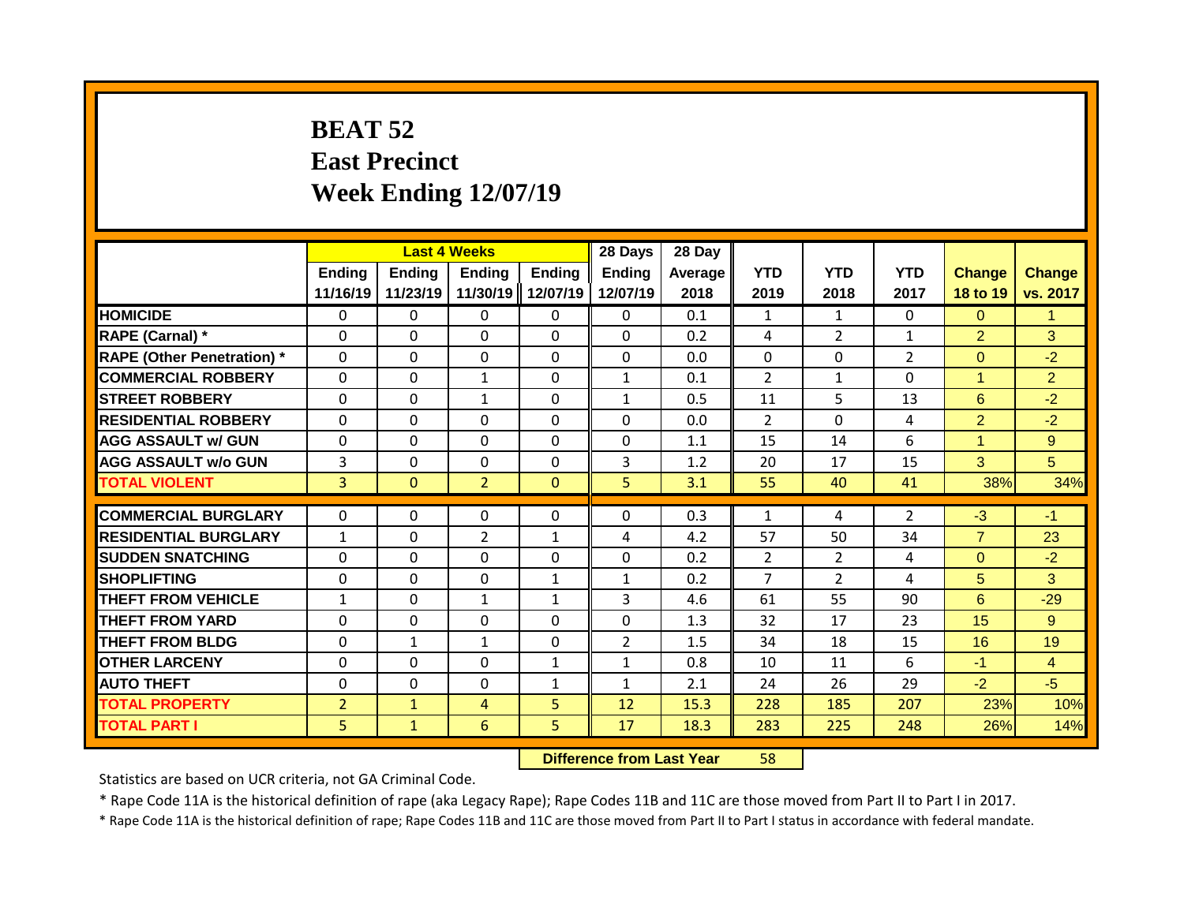# BEAT 52
# East Precinct
# Week Ending 12/07/19

| | Last 4 Weeks | | | | 28 Days | 28 Day | | | | | |
|---|---|---|---|---|---|---|---|---|---|---|---|
| | Ending 11/16/19 | Ending 11/23/19 | Ending 11/30/19 | Ending 12/07/19 | Ending 12/07/19 | Average 2018 | YTD 2019 | YTD 2018 | YTD 2017 | Change 18 to 19 | Change vs. 2017 |
| HOMICIDE | 0 | 0 | 0 | 0 | 0 | 0.1 | 1 | 1 | 0 | 0 | 1 |
| RAPE (Carnal) * | 0 | 0 | 0 | 0 | 0 | 0.2 | 4 | 2 | 1 | 2 | 3 |
| RAPE (Other Penetration) * | 0 | 0 | 0 | 0 | 0 | 0.0 | 0 | 0 | 2 | 0 | -2 |
| COMMERCIAL ROBBERY | 0 | 0 | 1 | 0 | 1 | 0.1 | 2 | 1 | 0 | 1 | 2 |
| STREET ROBBERY | 0 | 0 | 1 | 0 | 1 | 0.5 | 11 | 5 | 13 | 6 | -2 |
| RESIDENTIAL ROBBERY | 0 | 0 | 0 | 0 | 0 | 0.0 | 2 | 0 | 4 | 2 | -2 |
| AGG ASSAULT w/ GUN | 0 | 0 | 0 | 0 | 0 | 1.1 | 15 | 14 | 6 | 1 | 9 |
| AGG ASSAULT w/o GUN | 3 | 0 | 0 | 0 | 3 | 1.2 | 20 | 17 | 15 | 3 | 5 |
| TOTAL VIOLENT | 3 | 0 | 2 | 0 | 5 | 3.1 | 55 | 40 | 41 | 38% | 34% |
| COMMERCIAL BURGLARY | 0 | 0 | 0 | 0 | 0 | 0.3 | 1 | 4 | 2 | -3 | -1 |
| RESIDENTIAL BURGLARY | 1 | 0 | 2 | 1 | 4 | 4.2 | 57 | 50 | 34 | 7 | 23 |
| SUDDEN SNATCHING | 0 | 0 | 0 | 0 | 0 | 0.2 | 2 | 2 | 4 | 0 | -2 |
| SHOPLIFTING | 0 | 0 | 0 | 1 | 1 | 0.2 | 7 | 2 | 4 | 5 | 3 |
| THEFT FROM VEHICLE | 1 | 0 | 1 | 1 | 3 | 4.6 | 61 | 55 | 90 | 6 | -29 |
| THEFT FROM YARD | 0 | 0 | 0 | 0 | 0 | 1.3 | 32 | 17 | 23 | 15 | 9 |
| THEFT FROM BLDG | 0 | 1 | 1 | 0 | 2 | 1.5 | 34 | 18 | 15 | 16 | 19 |
| OTHER LARCENY | 0 | 0 | 0 | 1 | 1 | 0.8 | 10 | 11 | 6 | -1 | 4 |
| AUTO THEFT | 0 | 0 | 0 | 1 | 1 | 2.1 | 24 | 26 | 29 | -2 | -5 |
| TOTAL PROPERTY | 2 | 1 | 4 | 5 | 12 | 15.3 | 228 | 185 | 207 | 23% | 10% |
| TOTAL PART I | 5 | 1 | 6 | 5 | 17 | 18.3 | 283 | 225 | 248 | 26% | 14% |

**Difference from Last Year** 58

Statistics are based on UCR criteria, not GA Criminal Code.

* Rape Code 11A is the historical definition of rape (aka Legacy Rape); Rape Codes 11B and 11C are those moved from Part II to Part I in 2017.

* Rape Code 11A is the historical definition of rape; Rape Codes 11B and 11C are those moved from Part II to Part I status in accordance with federal mandate.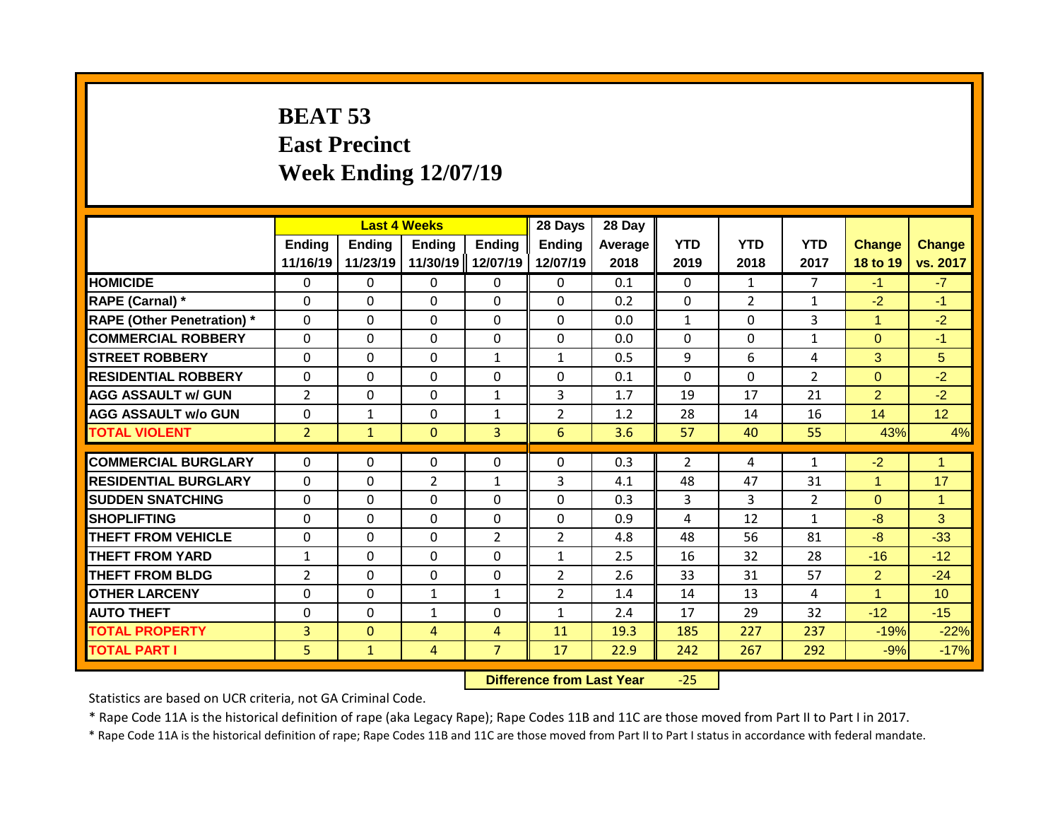# BEAT 53
# East Precinct
# Week Ending 12/07/19

| | Last 4 Weeks | | | | 28 Days | 28 Day | | | | | |
|---|---|---|---|---|---|---|---|---|---|---|---|
| | Ending 11/16/19 | Ending 11/23/19 | Ending 11/30/19 | Ending 12/07/19 | Ending 12/07/19 | Average 2018 | YTD 2019 | YTD 2018 | YTD 2017 | Change 18 to 19 | Change vs. 2017 |
| HOMICIDE | 0 | 0 | 0 | 0 | 0 | 0.1 | 0 | 1 | 7 | -1 | -7 |
| RAPE (Carnal) * | 0 | 0 | 0 | 0 | 0 | 0.2 | 0 | 2 | 1 | -2 | -1 |
| RAPE (Other Penetration) * | 0 | 0 | 0 | 0 | 0 | 0.0 | 1 | 0 | 3 | 1 | -2 |
| COMMERCIAL ROBBERY | 0 | 0 | 0 | 0 | 0 | 0.0 | 0 | 0 | 1 | 0 | -1 |
| STREET ROBBERY | 0 | 0 | 0 | 1 | 1 | 0.5 | 9 | 6 | 4 | 3 | 5 |
| RESIDENTIAL ROBBERY | 0 | 0 | 0 | 0 | 0 | 0.1 | 0 | 0 | 2 | 0 | -2 |
| AGG ASSAULT w/ GUN | 2 | 0 | 0 | 1 | 3 | 1.7 | 19 | 17 | 21 | 2 | -2 |
| AGG ASSAULT w/o GUN | 0 | 1 | 0 | 1 | 2 | 1.2 | 28 | 14 | 16 | 14 | 12 |
| TOTAL VIOLENT | 2 | 1 | 0 | 3 | 6 | 3.6 | 57 | 40 | 55 | 43% | 4% |
| COMMERCIAL BURGLARY | 0 | 0 | 0 | 0 | 0 | 0.3 | 2 | 4 | 1 | -2 | 1 |
| RESIDENTIAL BURGLARY | 0 | 0 | 2 | 1 | 3 | 4.1 | 48 | 47 | 31 | 1 | 17 |
| SUDDEN SNATCHING | 0 | 0 | 0 | 0 | 0 | 0.3 | 3 | 3 | 2 | 0 | 1 |
| SHOPLIFTING | 0 | 0 | 0 | 0 | 0 | 0.9 | 4 | 12 | 1 | -8 | 3 |
| THEFT FROM VEHICLE | 0 | 0 | 0 | 2 | 2 | 4.8 | 48 | 56 | 81 | -8 | -33 |
| THEFT FROM YARD | 1 | 0 | 0 | 0 | 1 | 2.5 | 16 | 32 | 28 | -16 | -12 |
| THEFT FROM BLDG | 2 | 0 | 0 | 0 | 2 | 2.6 | 33 | 31 | 57 | 2 | -24 |
| OTHER LARCENY | 0 | 0 | 1 | 1 | 2 | 1.4 | 14 | 13 | 4 | 1 | 10 |
| AUTO THEFT | 0 | 0 | 1 | 0 | 1 | 2.4 | 17 | 29 | 32 | -12 | -15 |
| TOTAL PROPERTY | 3 | 0 | 4 | 4 | 11 | 19.3 | 185 | 227 | 237 | -19% | -22% |
| TOTAL PART I | 5 | 1 | 4 | 7 | 17 | 22.9 | 242 | 267 | 292 | -9% | -17% |

**Difference from Last Year** -25

Statistics are based on UCR criteria, not GA Criminal Code.

* Rape Code 11A is the historical definition of rape (aka Legacy Rape); Rape Codes 11B and 11C are those moved from Part II to Part I in 2017.

* Rape Code 11A is the historical definition of rape; Rape Codes 11B and 11C are those moved from Part II to Part I status in accordance with federal mandate.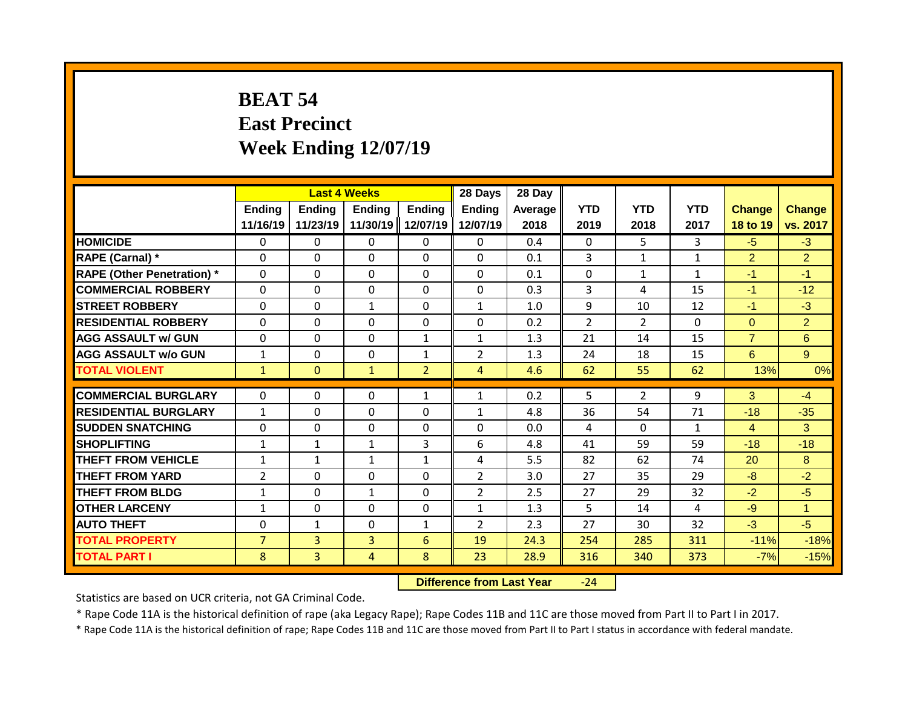# BEAT 54
# East Precinct
# Week Ending 12/07/19

| | Last 4 Weeks | | | | 28 Days | 28 Day | | | | | |
|---|---|---|---|---|---|---|---|---|---|---|---|
| | Ending 11/16/19 | Ending 11/23/19 | Ending 11/30/19 | Ending 12/07/19 | Ending 12/07/19 | Average 2018 | YTD 2019 | YTD 2018 | YTD 2017 | Change 18 to 19 | Change vs. 2017 |
| **HOMICIDE** | 0 | 0 | 0 | 0 | 0 | 0.4 | 0 | 5 | 3 | -5 | -3 |
| **RAPE (Carnal) *** | 0 | 0 | 0 | 0 | 0 | 0.1 | 3 | 1 | 1 | 2 | 2 |
| **RAPE (Other Penetration) *** | 0 | 0 | 0 | 0 | 0 | 0.1 | 0 | 1 | 1 | -1 | -1 |
| **COMMERCIAL ROBBERY** | 0 | 0 | 0 | 0 | 0 | 0.3 | 3 | 4 | 15 | -1 | -12 |
| **STREET ROBBERY** | 0 | 0 | 1 | 0 | 1 | 1.0 | 9 | 10 | 12 | -1 | -3 |
| **RESIDENTIAL ROBBERY** | 0 | 0 | 0 | 0 | 0 | 0.2 | 2 | 2 | 0 | 0 | 2 |
| **AGG ASSAULT w/ GUN** | 0 | 0 | 0 | 1 | 1 | 1.3 | 21 | 14 | 15 | 7 | 6 |
| **AGG ASSAULT w/o GUN** | 1 | 0 | 0 | 1 | 2 | 1.3 | 24 | 18 | 15 | 6 | 9 |
| **TOTAL VIOLENT** | 1 | 0 | 1 | 2 | 4 | 4.6 | 62 | 55 | 62 | 13% | 0% |
| **COMMERCIAL BURGLARY** | 0 | 0 | 0 | 1 | 1 | 0.2 | 5 | 2 | 9 | 3 | -4 |
| **RESIDENTIAL BURGLARY** | 1 | 0 | 0 | 0 | 1 | 4.8 | 36 | 54 | 71 | -18 | -35 |
| **SUDDEN SNATCHING** | 0 | 0 | 0 | 0 | 0 | 0.0 | 4 | 0 | 1 | 4 | 3 |
| **SHOPLIFTING** | 1 | 1 | 1 | 3 | 6 | 4.8 | 41 | 59 | 59 | -18 | -18 |
| **THEFT FROM VEHICLE** | 1 | 1 | 1 | 1 | 4 | 5.5 | 82 | 62 | 74 | 20 | 8 |
| **THEFT FROM YARD** | 2 | 0 | 0 | 0 | 2 | 3.0 | 27 | 35 | 29 | -8 | -2 |
| **THEFT FROM BLDG** | 1 | 0 | 1 | 0 | 2 | 2.5 | 27 | 29 | 32 | -2 | -5 |
| **OTHER LARCENY** | 1 | 0 | 0 | 0 | 1 | 1.3 | 5 | 14 | 4 | -9 | 1 |
| **AUTO THEFT** | 0 | 1 | 0 | 1 | 2 | 2.3 | 27 | 30 | 32 | -3 | -5 |
| **TOTAL PROPERTY** | 7 | 3 | 3 | 6 | 19 | 24.3 | 254 | 285 | 311 | -11% | -18% |
| **TOTAL PART I** | 8 | 3 | 4 | 8 | 23 | 28.9 | 316 | 340 | 373 | -7% | -15% |

**Difference from Last Year** -24

Statistics are based on UCR criteria, not GA Criminal Code.

* Rape Code 11A is the historical definition of rape (aka Legacy Rape); Rape Codes 11B and 11C are those moved from Part II to Part I in 2017.

* Rape Code 11A is the historical definition of rape; Rape Codes 11B and 11C are those moved from Part II to Part I status in accordance with federal mandate.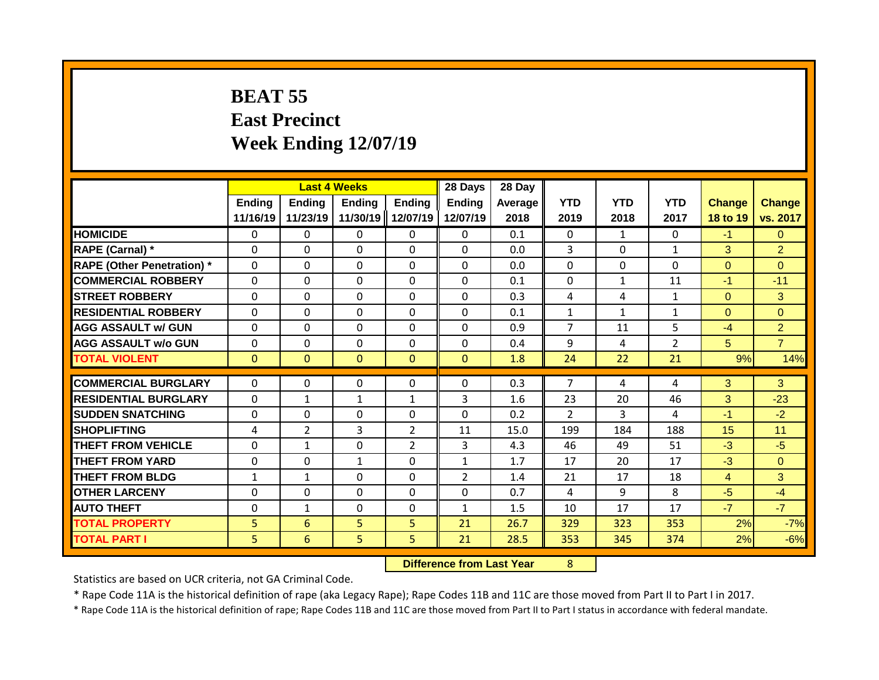# BEAT 55
## East Precinct
## Week Ending 12/07/19

| | Last 4 Weeks | | | | 28 Days | 28 Day | | | | | |
|---|---|---|---|---|---|---|---|---|---|---|---|
| | Ending 11/16/19 | Ending 11/23/19 | Ending 11/30/19 | Ending 12/07/19 | Ending 12/07/19 | Average 2018 | YTD 2019 | YTD 2018 | YTD 2017 | Change 18 to 19 | Change vs. 2017 |
| **HOMICIDE** | 0 | 0 | 0 | 0 | 0 | 0.1 | 0 | 1 | 0 | -1 | 0 |
| **RAPE (Carnal) *** | 0 | 0 | 0 | 0 | 0 | 0.0 | 3 | 0 | 1 | 3 | 2 |
| **RAPE (Other Penetration) *** | 0 | 0 | 0 | 0 | 0 | 0.0 | 0 | 0 | 0 | 0 | 0 |
| **COMMERCIAL ROBBERY** | 0 | 0 | 0 | 0 | 0 | 0.1 | 0 | 1 | 11 | -1 | -11 |
| **STREET ROBBERY** | 0 | 0 | 0 | 0 | 0 | 0.3 | 4 | 4 | 1 | 0 | 3 |
| **RESIDENTIAL ROBBERY** | 0 | 0 | 0 | 0 | 0 | 0.1 | 1 | 1 | 1 | 0 | 0 |
| **AGG ASSAULT w/ GUN** | 0 | 0 | 0 | 0 | 0 | 0.9 | 7 | 11 | 5 | -4 | 2 |
| **AGG ASSAULT w/o GUN** | 0 | 0 | 0 | 0 | 0 | 0.4 | 9 | 4 | 2 | 5 | 7 |
| **TOTAL VIOLENT** | 0 | 0 | 0 | 0 | 0 | 1.8 | 24 | 22 | 21 | 9% | 14% |
| **COMMERCIAL BURGLARY** | 0 | 0 | 0 | 0 | 0 | 0.3 | 7 | 4 | 4 | 3 | 3 |
| **RESIDENTIAL BURGLARY** | 0 | 1 | 1 | 1 | 3 | 1.6 | 23 | 20 | 46 | 3 | -23 |
| **SUDDEN SNATCHING** | 0 | 0 | 0 | 0 | 0 | 0.2 | 2 | 3 | 4 | -1 | -2 |
| **SHOPLIFTING** | 4 | 2 | 3 | 2 | 11 | 15.0 | 199 | 184 | 188 | 15 | 11 |
| **THEFT FROM VEHICLE** | 0 | 1 | 0 | 2 | 3 | 4.3 | 46 | 49 | 51 | -3 | -5 |
| **THEFT FROM YARD** | 0 | 0 | 1 | 0 | 1 | 1.7 | 17 | 20 | 17 | -3 | 0 |
| **THEFT FROM BLDG** | 1 | 1 | 0 | 0 | 2 | 1.4 | 21 | 17 | 18 | 4 | 3 |
| **OTHER LARCENY** | 0 | 0 | 0 | 0 | 0 | 0.7 | 4 | 9 | 8 | -5 | -4 |
| **AUTO THEFT** | 0 | 1 | 0 | 0 | 1 | 1.5 | 10 | 17 | 17 | -7 | -7 |
| **TOTAL PROPERTY** | 5 | 6 | 5 | 5 | 21 | 26.7 | 329 | 323 | 353 | 2% | -7% |
| **TOTAL PART I** | 5 | 6 | 5 | 5 | 21 | 28.5 | 353 | 345 | 374 | 2% | -6% |

**Difference from Last Year** 8

Statistics are based on UCR criteria, not GA Criminal Code.

* Rape Code 11A is the historical definition of rape (aka Legacy Rape); Rape Codes 11B and 11C are those moved from Part II to Part I in 2017.

* Rape Code 11A is the historical definition of rape; Rape Codes 11B and 11C are those moved from Part II to Part I status in accordance with federal mandate.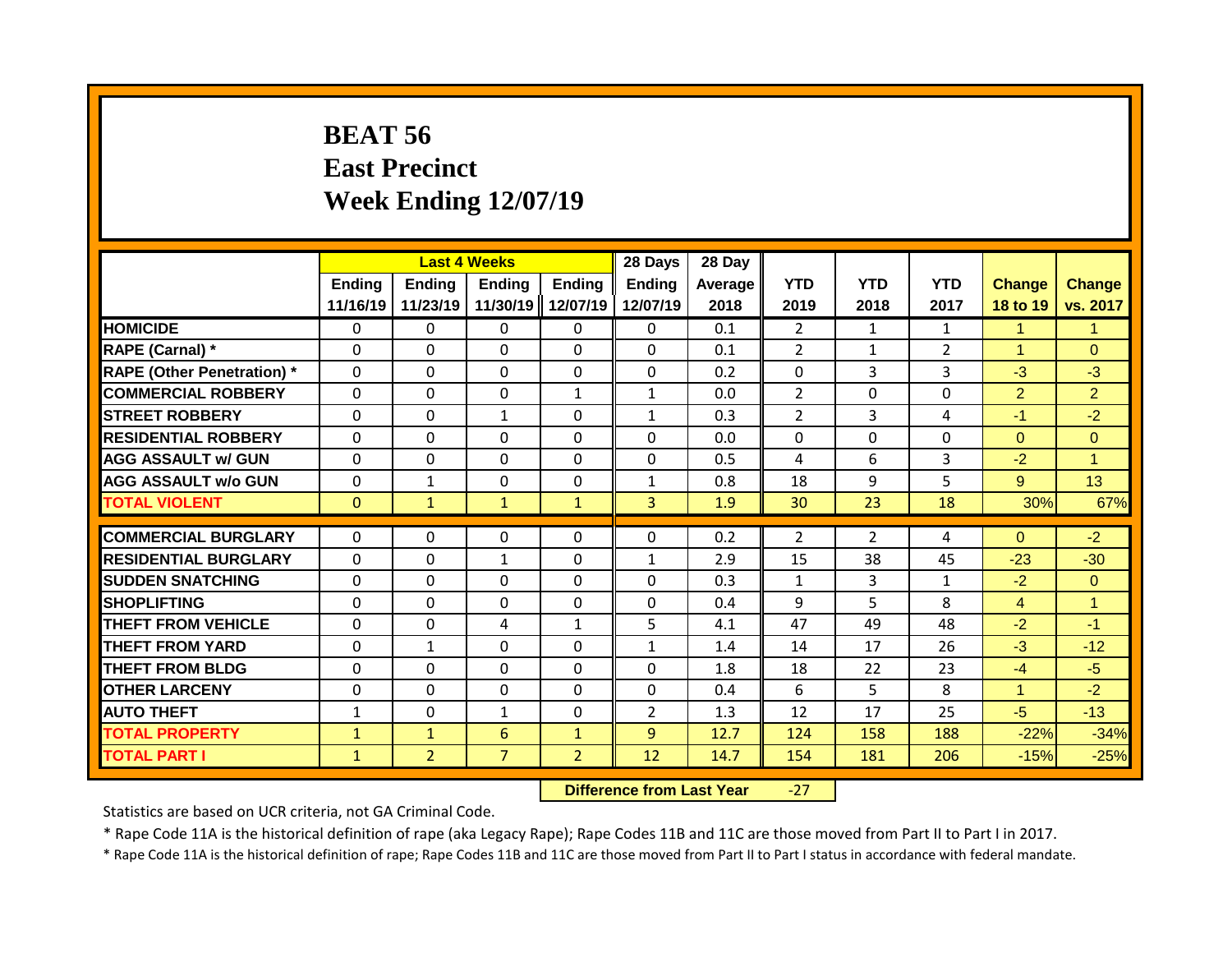# BEAT 56
# East Precinct
# Week Ending 12/07/19

| | Last 4 Weeks | | | | 28 Days | 28 Day | | | | | |
|---|---|---|---|---|---|---|---|---|---|---|---|
| | Ending 11/16/19 | Ending 11/23/19 | Ending 11/30/19 | Ending 12/07/19 | Ending 12/07/19 | Average 2018 | YTD 2019 | YTD 2018 | YTD 2017 | Change 18 to 19 | Change vs. 2017 |
| HOMICIDE | 0 | 0 | 0 | 0 | 0 | 0.1 | 2 | 1 | 1 | 1 | 1 |
| RAPE (Carnal) * | 0 | 0 | 0 | 0 | 0 | 0.1 | 2 | 1 | 2 | 1 | 0 |
| RAPE (Other Penetration) * | 0 | 0 | 0 | 0 | 0 | 0.2 | 0 | 3 | 3 | -3 | -3 |
| COMMERCIAL ROBBERY | 0 | 0 | 0 | 1 | 1 | 0.0 | 2 | 0 | 0 | 2 | 2 |
| STREET ROBBERY | 0 | 0 | 1 | 0 | 1 | 0.3 | 2 | 3 | 4 | -1 | -2 |
| RESIDENTIAL ROBBERY | 0 | 0 | 0 | 0 | 0 | 0.0 | 0 | 0 | 0 | 0 | 0 |
| AGG ASSAULT w/ GUN | 0 | 0 | 0 | 0 | 0 | 0.5 | 4 | 6 | 3 | -2 | 1 |
| AGG ASSAULT w/o GUN | 0 | 1 | 0 | 0 | 1 | 0.8 | 18 | 9 | 5 | 9 | 13 |
| TOTAL VIOLENT | 0 | 1 | 1 | 1 | 3 | 1.9 | 30 | 23 | 18 | 30% | 67% |
| COMMERCIAL BURGLARY | 0 | 0 | 0 | 0 | 0 | 0.2 | 2 | 2 | 4 | 0 | -2 |
| RESIDENTIAL BURGLARY | 0 | 0 | 1 | 0 | 1 | 2.9 | 15 | 38 | 45 | -23 | -30 |
| SUDDEN SNATCHING | 0 | 0 | 0 | 0 | 0 | 0.3 | 1 | 3 | 1 | -2 | 0 |
| SHOPLIFTING | 0 | 0 | 0 | 0 | 0 | 0.4 | 9 | 5 | 8 | 4 | 1 |
| THEFT FROM VEHICLE | 0 | 0 | 4 | 1 | 5 | 4.1 | 47 | 49 | 48 | -2 | -1 |
| THEFT FROM YARD | 0 | 1 | 0 | 0 | 1 | 1.4 | 14 | 17 | 26 | -3 | -12 |
| THEFT FROM BLDG | 0 | 0 | 0 | 0 | 0 | 1.8 | 18 | 22 | 23 | -4 | -5 |
| OTHER LARCENY | 0 | 0 | 0 | 0 | 0 | 0.4 | 6 | 5 | 8 | 1 | -2 |
| AUTO THEFT | 1 | 0 | 1 | 0 | 2 | 1.3 | 12 | 17 | 25 | -5 | -13 |
| TOTAL PROPERTY | 1 | 1 | 6 | 1 | 9 | 12.7 | 124 | 158 | 188 | -22% | -34% |
| TOTAL PART I | 1 | 2 | 7 | 2 | 12 | 14.7 | 154 | 181 | 206 | -15% | -25% |

**Difference from Last Year** -27

Statistics are based on UCR criteria, not GA Criminal Code.

* Rape Code 11A is the historical definition of rape (aka Legacy Rape); Rape Codes 11B and 11C are those moved from Part II to Part I in 2017.

* Rape Code 11A is the historical definition of rape; Rape Codes 11B and 11C are those moved from Part II to Part I status in accordance with federal mandate.